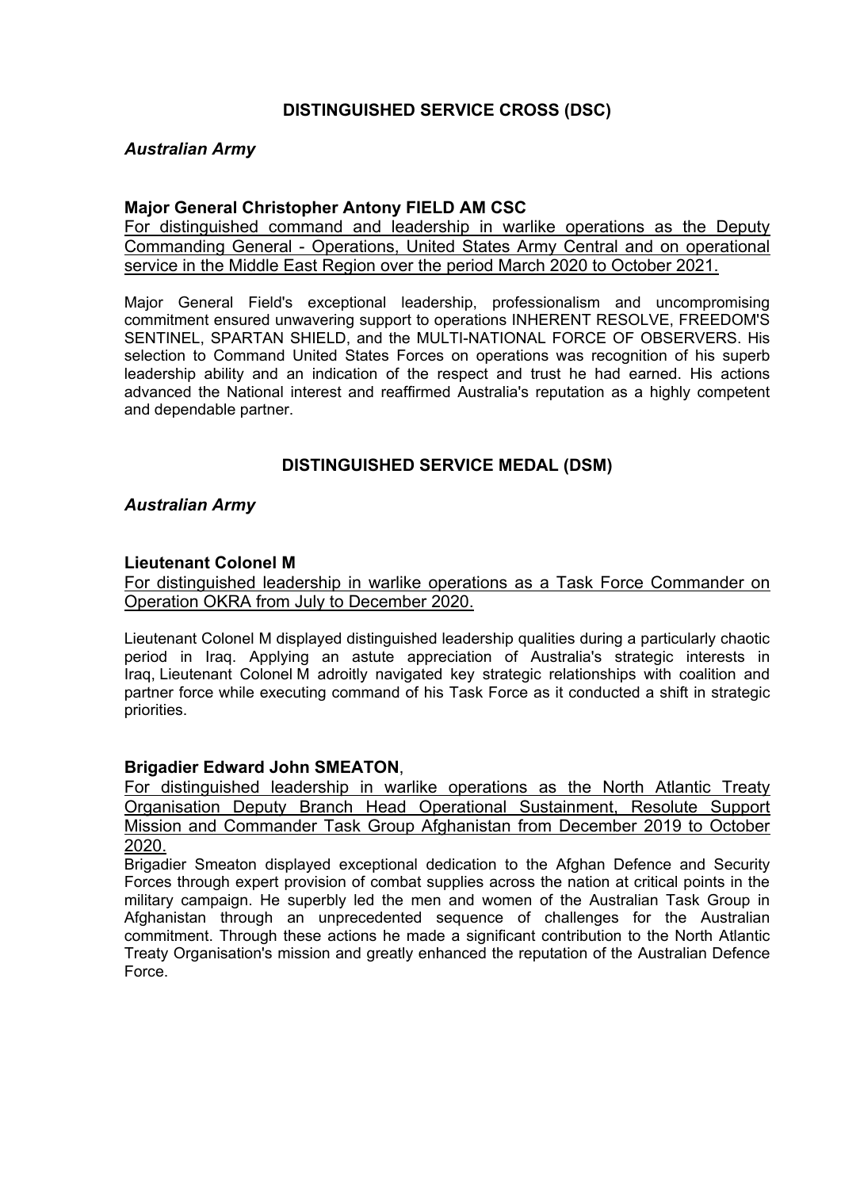## DISTINGUISHED SERVICE CROSS (DSC)

### *Australian Army*

**Major General Christopher Antony FIELD AM CSC**

For distinguished command and leadership in warlike operations as the Deputy Commanding General - Operations, United States Army Central and on operational service in the Middle East Region over the period March 2020 to October 2021.

Major General Field's exceptional leadership, professionalism and uncompromising commitment ensured unwavering support to operations INHERENT RESOLVE, FREEDOM'S SENTINEL, SPARTAN SHIELD, and the MULTI-NATIONAL FORCE OF OBSERVERS. His selection to Command United States Forces on operations was recognition of his superb leadership ability and an indication of the respect and trust he had earned. His actions advanced the National interest and reaffirmed Australia's reputation as a highly competent and dependable partner.

## DISTINGUISHED SERVICE MEDAL (DSM)

### *Australian Army*

**Lieutenant Colonel M**

For distinguished leadership in warlike operations as a Task Force Commander on Operation OKRA from July to December 2020.

Lieutenant Colonel M displayed distinguished leadership qualities during a particularly chaotic period in Iraq. Applying an astute appreciation of Australia's strategic interests in Iraq, Lieutenant Colonel M adroitly navigated key strategic relationships with coalition and partner force while executing command of his Task Force as it conducted a shift in strategic priorities.

**Brigadier Edward John SMEATON**,

For distinguished leadership in warlike operations as the North Atlantic Treaty Organisation Deputy Branch Head Operational Sustainment, Resolute Support Mission and Commander Task Group Afghanistan from December 2019 to October 2020.

Brigadier Smeaton displayed exceptional dedication to the Afghan Defence and Security Forces through expert provision of combat supplies across the nation at critical points in the military campaign. He superbly led the men and women of the Australian Task Group in Afghanistan through an unprecedented sequence of challenges for the Australian commitment. Through these actions he made a significant contribution to the North Atlantic Treaty Organisation's mission and greatly enhanced the reputation of the Australian Defence Force.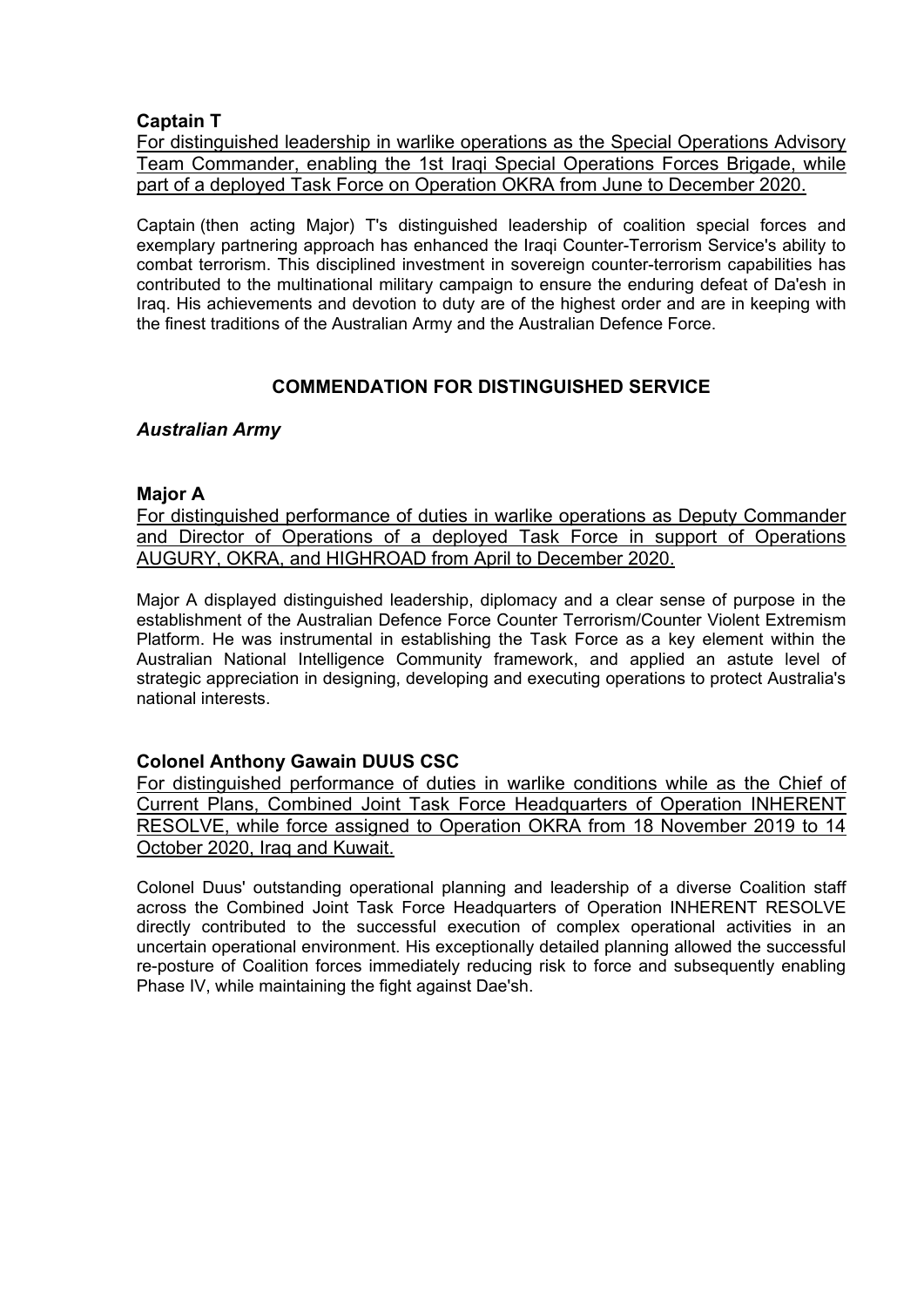**Captain T**

For distinguished leadership in warlike operations as the Special Operations Advisory Team Commander, enabling the 1st Iraqi Special Operations Forces Brigade, while part of a deployed Task Force on Operation OKRA from June to December 2020.

Captain (then acting Major) T's distinguished leadership of coalition special forces and exemplary partnering approach has enhanced the Iraqi Counter-Terrorism Service's ability to combat terrorism. This disciplined investment in sovereign counter-terrorism capabilities has contributed to the multinational military campaign to ensure the enduring defeat of Da'esh in Iraq. His achievements and devotion to duty are of the highest order and are in keeping with the finest traditions of the Australian Army and the Australian Defence Force.

## COMMENDATION FOR DISTINGUISHED SERVICE

### *Australian Army*

**Major A**

For distinguished performance of duties in warlike operations as Deputy Commander and Director of Operations of a deployed Task Force in support of Operations AUGURY, OKRA, and HIGHROAD from April to December 2020.

Major A displayed distinguished leadership, diplomacy and a clear sense of purpose in the establishment of the Australian Defence Force Counter Terrorism/Counter Violent Extremism Platform. He was instrumental in establishing the Task Force as a key element within the Australian National Intelligence Community framework, and applied an astute level of strategic appreciation in designing, developing and executing operations to protect Australia's national interests.

**Colonel Anthony Gawain DUUS CSC**

For distinguished performance of duties in warlike conditions while as the Chief of Current Plans, Combined Joint Task Force Headquarters of Operation INHERENT RESOLVE, while force assigned to Operation OKRA from 18 November 2019 to 14 October 2020, Iraq and Kuwait.

Colonel Duus' outstanding operational planning and leadership of a diverse Coalition staff across the Combined Joint Task Force Headquarters of Operation INHERENT RESOLVE directly contributed to the successful execution of complex operational activities in an uncertain operational environment. His exceptionally detailed planning allowed the successful re-posture of Coalition forces immediately reducing risk to force and subsequently enabling Phase IV, while maintaining the fight against Dae'sh.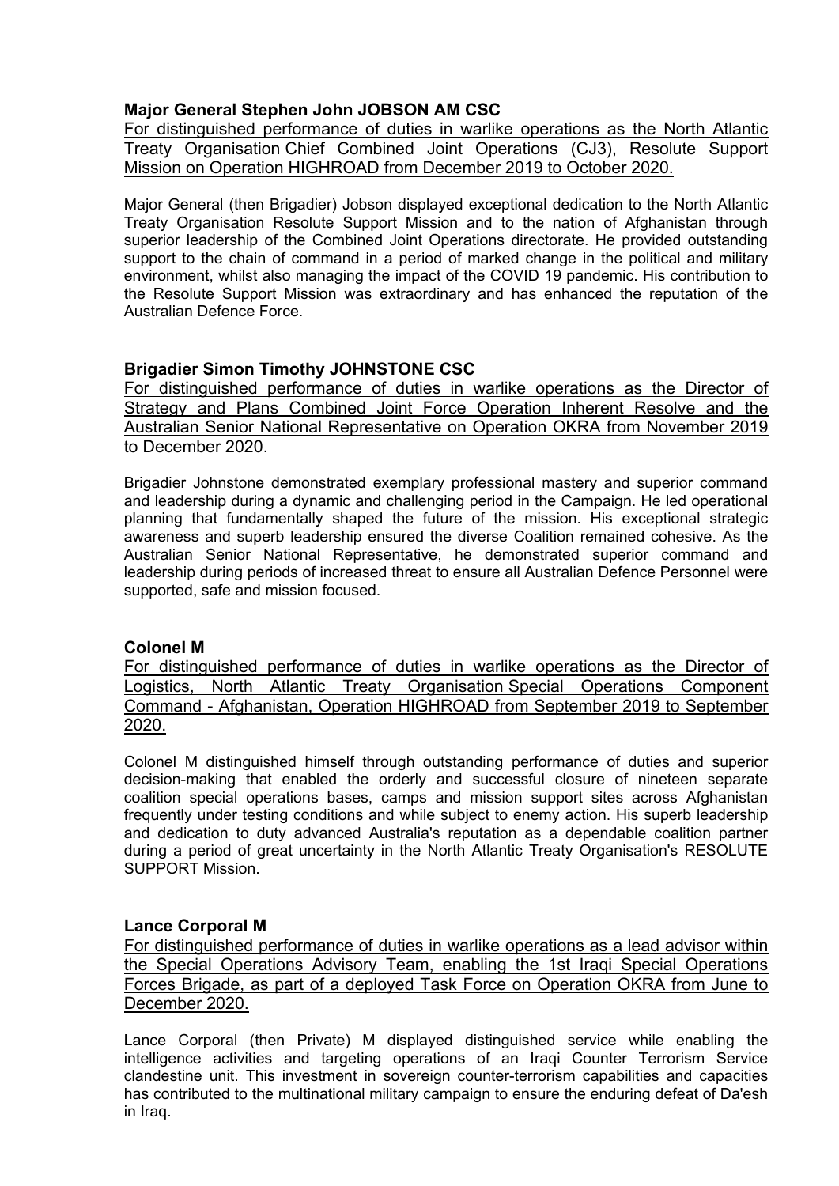**Major General Stephen John JOBSON AM CSC**

For distinguished performance of duties in warlike operations as the North Atlantic Treaty Organisation Chief Combined Joint Operations (CJ3), Resolute Support Mission on Operation HIGHROAD from December 2019 to October 2020.

Major General (then Brigadier) Jobson displayed exceptional dedication to the North Atlantic Treaty Organisation Resolute Support Mission and to the nation of Afghanistan through superior leadership of the Combined Joint Operations directorate. He provided outstanding support to the chain of command in a period of marked change in the political and military environment, whilst also managing the impact of the COVID 19 pandemic. His contribution to the Resolute Support Mission was extraordinary and has enhanced the reputation of the Australian Defence Force.

**Brigadier Simon Timothy JOHNSTONE CSC**

For distinguished performance of duties in warlike operations as the Director of Strategy and Plans Combined Joint Force Operation Inherent Resolve and the Australian Senior National Representative on Operation OKRA from November 2019 to December 2020.

Brigadier Johnstone demonstrated exemplary professional mastery and superior command and leadership during a dynamic and challenging period in the Campaign. He led operational planning that fundamentally shaped the future of the mission. His exceptional strategic awareness and superb leadership ensured the diverse Coalition remained cohesive. As the Australian Senior National Representative, he demonstrated superior command and leadership during periods of increased threat to ensure all Australian Defence Personnel were supported, safe and mission focused.

**Colonel M**

For distinguished performance of duties in warlike operations as the Director of Logistics, North Atlantic Treaty Organisation Special Operations Component Command - Afghanistan, Operation HIGHROAD from September 2019 to September 2020.

Colonel M distinguished himself through outstanding performance of duties and superior decision-making that enabled the orderly and successful closure of nineteen separate coalition special operations bases, camps and mission support sites across Afghanistan frequently under testing conditions and while subject to enemy action. His superb leadership and dedication to duty advanced Australia's reputation as a dependable coalition partner during a period of great uncertainty in the North Atlantic Treaty Organisation's RESOLUTE SUPPORT Mission.

**Lance Corporal M**

For distinguished performance of duties in warlike operations as a lead advisor within the Special Operations Advisory Team, enabling the 1st Iraqi Special Operations Forces Brigade, as part of a deployed Task Force on Operation OKRA from June to December 2020.

Lance Corporal (then Private) M displayed distinguished service while enabling the intelligence activities and targeting operations of an Iraqi Counter Terrorism Service clandestine unit. This investment in sovereign counter-terrorism capabilities and capacities has contributed to the multinational military campaign to ensure the enduring defeat of Da'esh in Iraq.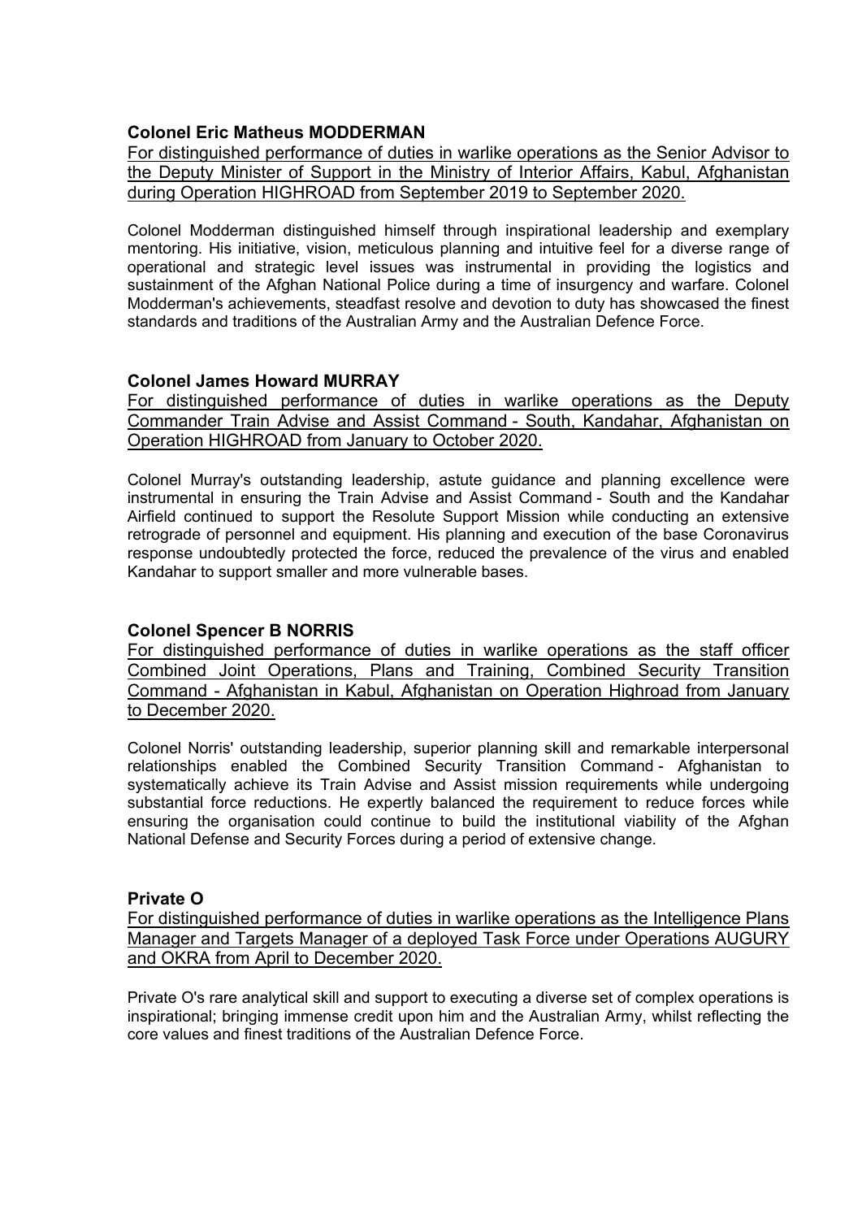**Colonel Eric Matheus MODDERMAN**

For distinguished performance of duties in warlike operations as the Senior Advisor to the Deputy Minister of Support in the Ministry of Interior Affairs, Kabul, Afghanistan during Operation HIGHROAD from September 2019 to September 2020.

Colonel Modderman distinguished himself through inspirational leadership and exemplary mentoring. His initiative, vision, meticulous planning and intuitive feel for a diverse range of operational and strategic level issues was instrumental in providing the logistics and sustainment of the Afghan National Police during a time of insurgency and warfare. Colonel Modderman's achievements, steadfast resolve and devotion to duty has showcased the finest standards and traditions of the Australian Army and the Australian Defence Force.

**Colonel James Howard MURRAY**

For distinguished performance of duties in warlike operations as the Deputy Commander Train Advise and Assist Command - South, Kandahar, Afghanistan on Operation HIGHROAD from January to October 2020.

Colonel Murray's outstanding leadership, astute guidance and planning excellence were instrumental in ensuring the Train Advise and Assist Command - South and the Kandahar Airfield continued to support the Resolute Support Mission while conducting an extensive retrograde of personnel and equipment. His planning and execution of the base Coronavirus response undoubtedly protected the force, reduced the prevalence of the virus and enabled Kandahar to support smaller and more vulnerable bases.

**Colonel Spencer B NORRIS**

For distinguished performance of duties in warlike operations as the staff officer Combined Joint Operations, Plans and Training, Combined Security Transition Command - Afghanistan in Kabul, Afghanistan on Operation Highroad from January to December 2020.

Colonel Norris' outstanding leadership, superior planning skill and remarkable interpersonal relationships enabled the Combined Security Transition Command - Afghanistan to systematically achieve its Train Advise and Assist mission requirements while undergoing substantial force reductions. He expertly balanced the requirement to reduce forces while ensuring the organisation could continue to build the institutional viability of the Afghan National Defense and Security Forces during a period of extensive change.

**Private O**

For distinguished performance of duties in warlike operations as the Intelligence Plans Manager and Targets Manager of a deployed Task Force under Operations AUGURY and OKRA from April to December 2020.

Private O's rare analytical skill and support to executing a diverse set of complex operations is inspirational; bringing immense credit upon him and the Australian Army, whilst reflecting the core values and finest traditions of the Australian Defence Force.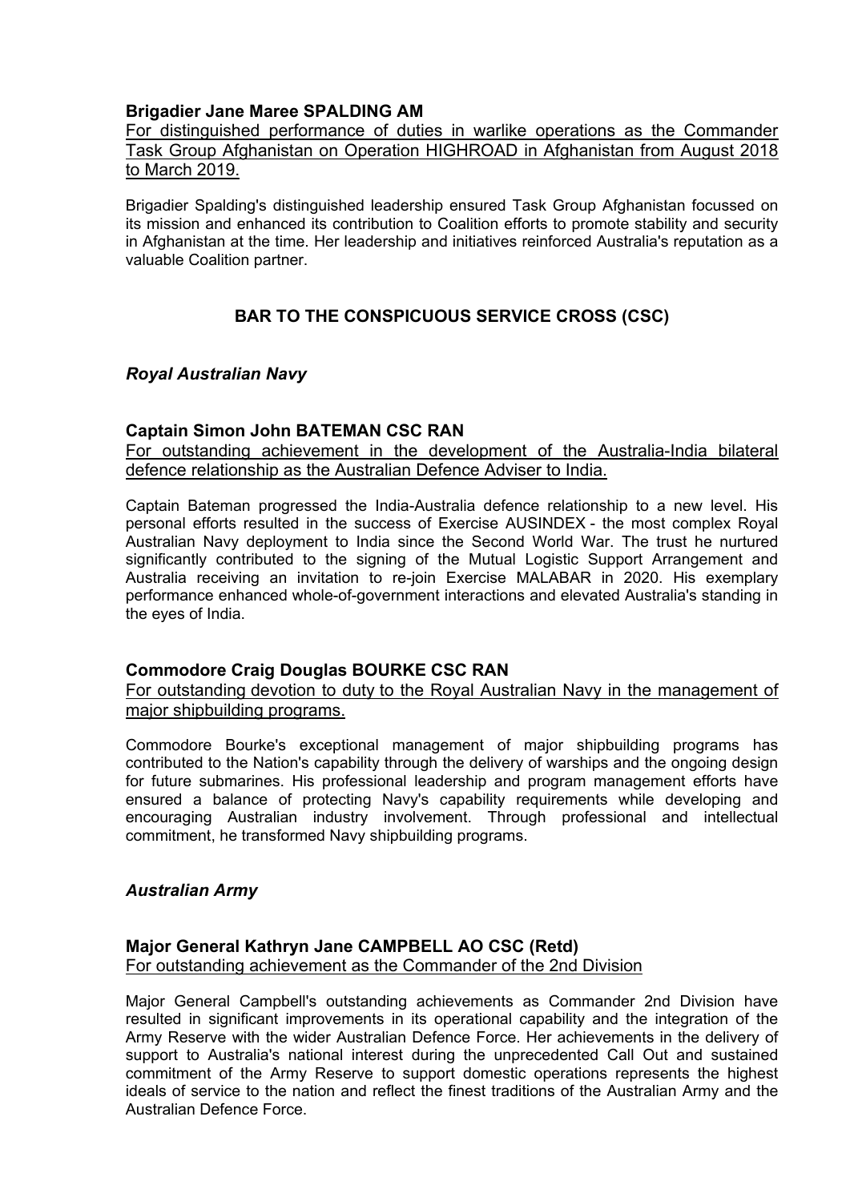**Brigadier Jane Maree SPALDING AM**

For distinguished performance of duties in warlike operations as the Commander Task Group Afghanistan on Operation HIGHROAD in Afghanistan from August 2018 to March 2019.

Brigadier Spalding's distinguished leadership ensured Task Group Afghanistan focussed on its mission and enhanced its contribution to Coalition efforts to promote stability and security in Afghanistan at the time. Her leadership and initiatives reinforced Australia's reputation as a valuable Coalition partner.

## BAR TO THE CONSPICUOUS SERVICE CROSS (CSC)

### *Royal Australian Navy*

**Captain Simon John BATEMAN CSC RAN**

For outstanding achievement in the development of the Australia-India bilateral defence relationship as the Australian Defence Adviser to India.

Captain Bateman progressed the India-Australia defence relationship to a new level. His personal efforts resulted in the success of Exercise AUSINDEX - the most complex Royal Australian Navy deployment to India since the Second World War. The trust he nurtured significantly contributed to the signing of the Mutual Logistic Support Arrangement and Australia receiving an invitation to re-join Exercise MALABAR in 2020. His exemplary performance enhanced whole-of-government interactions and elevated Australia's standing in the eyes of India.

**Commodore Craig Douglas BOURKE CSC RAN**

For outstanding devotion to duty to the Royal Australian Navy in the management of major shipbuilding programs.

Commodore Bourke's exceptional management of major shipbuilding programs has contributed to the Nation's capability through the delivery of warships and the ongoing design for future submarines. His professional leadership and program management efforts have ensured a balance of protecting Navy's capability requirements while developing and encouraging Australian industry involvement. Through professional and intellectual commitment, he transformed Navy shipbuilding programs.

### *Australian Army*

**Major General Kathryn Jane CAMPBELL AO CSC (Retd)**

For outstanding achievement as the Commander of the 2nd Division

Major General Campbell's outstanding achievements as Commander 2nd Division have resulted in significant improvements in its operational capability and the integration of the Army Reserve with the wider Australian Defence Force. Her achievements in the delivery of support to Australia's national interest during the unprecedented Call Out and sustained commitment of the Army Reserve to support domestic operations represents the highest ideals of service to the nation and reflect the finest traditions of the Australian Army and the Australian Defence Force.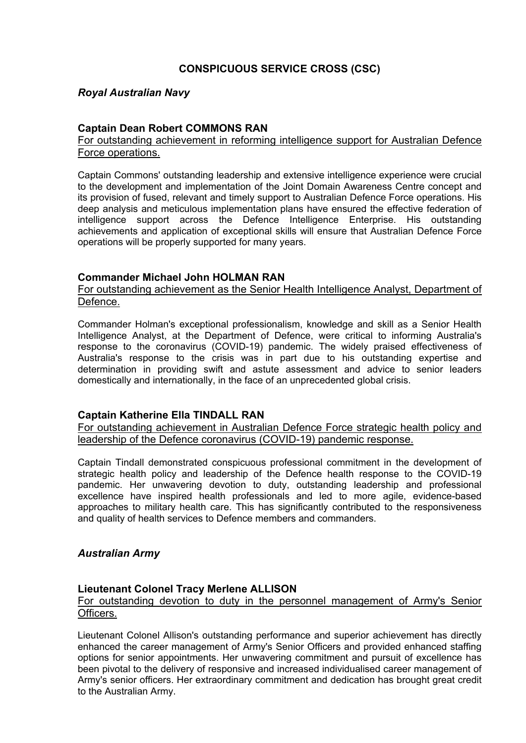## CONSPICUOUS SERVICE CROSS (CSC)

### *Royal Australian Navy*

**Captain Dean Robert COMMONS RAN**

For outstanding achievement in reforming intelligence support for Australian Defence Force operations.

Captain Commons' outstanding leadership and extensive intelligence experience were crucial to the development and implementation of the Joint Domain Awareness Centre concept and its provision of fused, relevant and timely support to Australian Defence Force operations. His deep analysis and meticulous implementation plans have ensured the effective federation of intelligence support across the Defence Intelligence Enterprise. His outstanding achievements and application of exceptional skills will ensure that Australian Defence Force operations will be properly supported for many years.

**Commander Michael John HOLMAN RAN**

For outstanding achievement as the Senior Health Intelligence Analyst, Department of Defence.

Commander Holman's exceptional professionalism, knowledge and skill as a Senior Health Intelligence Analyst, at the Department of Defence, were critical to informing Australia's response to the coronavirus (COVID-19) pandemic. The widely praised effectiveness of Australia's response to the crisis was in part due to his outstanding expertise and determination in providing swift and astute assessment and advice to senior leaders domestically and internationally, in the face of an unprecedented global crisis.

**Captain Katherine Ella TINDALL RAN**

For outstanding achievement in Australian Defence Force strategic health policy and leadership of the Defence coronavirus (COVID-19) pandemic response.

Captain Tindall demonstrated conspicuous professional commitment in the development of strategic health policy and leadership of the Defence health response to the COVID-19 pandemic. Her unwavering devotion to duty, outstanding leadership and professional excellence have inspired health professionals and led to more agile, evidence-based approaches to military health care. This has significantly contributed to the responsiveness and quality of health services to Defence members and commanders.

### *Australian Army*

**Lieutenant Colonel Tracy Merlene ALLISON**

For outstanding devotion to duty in the personnel management of Army's Senior Officers.

Lieutenant Colonel Allison's outstanding performance and superior achievement has directly enhanced the career management of Army's Senior Officers and provided enhanced staffing options for senior appointments. Her unwavering commitment and pursuit of excellence has been pivotal to the delivery of responsive and increased individualised career management of Army's senior officers. Her extraordinary commitment and dedication has brought great credit to the Australian Army.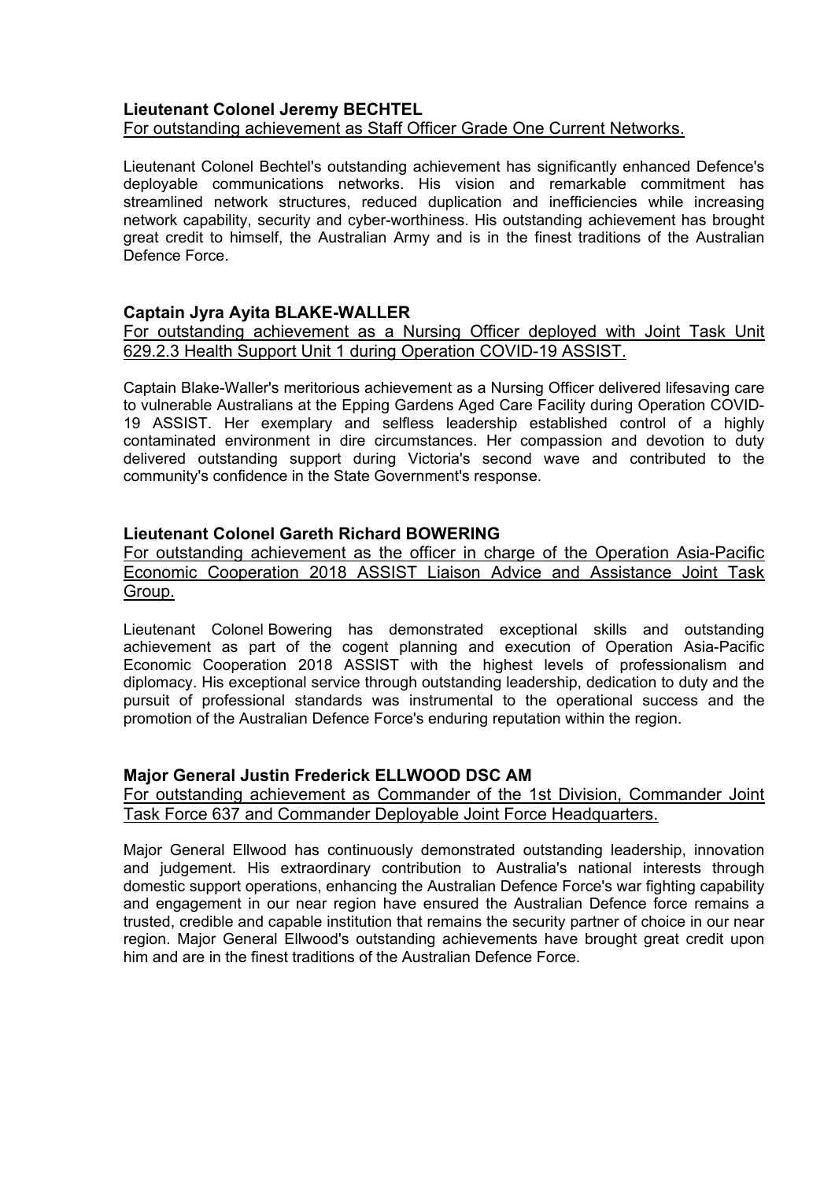**Lieutenant Colonel Jeremy BECHTEL**

For outstanding achievement as Staff Officer Grade One Current Networks.

Lieutenant Colonel Bechtel's outstanding achievement has significantly enhanced Defence's deployable communications networks. His vision and remarkable commitment has streamlined network structures, reduced duplication and inefficiencies while increasing network capability, security and cyber-worthiness. His outstanding achievement has brought great credit to himself, the Australian Army and is in the finest traditions of the Australian Defence Force.

**Captain Jyra Ayita BLAKE-WALLER**

For outstanding achievement as a Nursing Officer deployed with Joint Task Unit 629.2.3 Health Support Unit 1 during Operation COVID-19 ASSIST.

Captain Blake-Waller's meritorious achievement as a Nursing Officer delivered lifesaving care to vulnerable Australians at the Epping Gardens Aged Care Facility during Operation COVID-19 ASSIST. Her exemplary and selfless leadership established control of a highly contaminated environment in dire circumstances. Her compassion and devotion to duty delivered outstanding support during Victoria's second wave and contributed to the community's confidence in the State Government's response.

**Lieutenant Colonel Gareth Richard BOWERING**

For outstanding achievement as the officer in charge of the Operation Asia-Pacific Economic Cooperation 2018 ASSIST Liaison Advice and Assistance Joint Task Group.

Lieutenant Colonel Bowering has demonstrated exceptional skills and outstanding achievement as part of the cogent planning and execution of Operation Asia-Pacific Economic Cooperation 2018 ASSIST with the highest levels of professionalism and diplomacy. His exceptional service through outstanding leadership, dedication to duty and the pursuit of professional standards was instrumental to the operational success and the promotion of the Australian Defence Force's enduring reputation within the region.

**Major General Justin Frederick ELLWOOD DSC AM**

For outstanding achievement as Commander of the 1st Division, Commander Joint Task Force 637 and Commander Deployable Joint Force Headquarters.

Major General Ellwood has continuously demonstrated outstanding leadership, innovation and judgement. His extraordinary contribution to Australia's national interests through domestic support operations, enhancing the Australian Defence Force's war fighting capability and engagement in our near region have ensured the Australian Defence force remains a trusted, credible and capable institution that remains the security partner of choice in our near region. Major General Ellwood's outstanding achievements have brought great credit upon him and are in the finest traditions of the Australian Defence Force.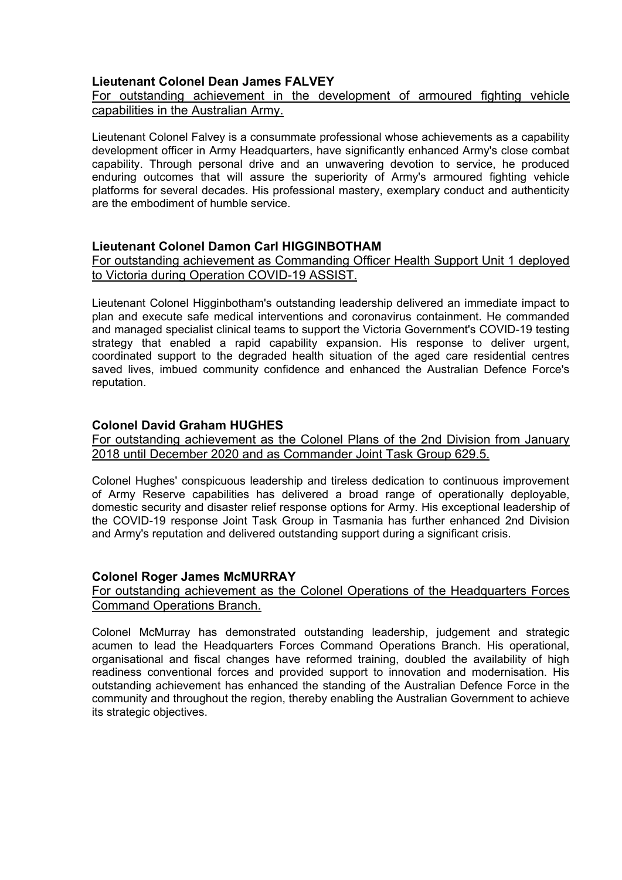**Lieutenant Colonel Dean James FALVEY**

For outstanding achievement in the development of armoured fighting vehicle capabilities in the Australian Army.

Lieutenant Colonel Falvey is a consummate professional whose achievements as a capability development officer in Army Headquarters, have significantly enhanced Army's close combat capability. Through personal drive and an unwavering devotion to service, he produced enduring outcomes that will assure the superiority of Army's armoured fighting vehicle platforms for several decades. His professional mastery, exemplary conduct and authenticity are the embodiment of humble service.

**Lieutenant Colonel Damon Carl HIGGINBOTHAM**

For outstanding achievement as Commanding Officer Health Support Unit 1 deployed to Victoria during Operation COVID-19 ASSIST.

Lieutenant Colonel Higginbotham's outstanding leadership delivered an immediate impact to plan and execute safe medical interventions and coronavirus containment. He commanded and managed specialist clinical teams to support the Victoria Government's COVID-19 testing strategy that enabled a rapid capability expansion. His response to deliver urgent, coordinated support to the degraded health situation of the aged care residential centres saved lives, imbued community confidence and enhanced the Australian Defence Force's reputation.

**Colonel David Graham HUGHES**

For outstanding achievement as the Colonel Plans of the 2nd Division from January 2018 until December 2020 and as Commander Joint Task Group 629.5.

Colonel Hughes' conspicuous leadership and tireless dedication to continuous improvement of Army Reserve capabilities has delivered a broad range of operationally deployable, domestic security and disaster relief response options for Army. His exceptional leadership of the COVID-19 response Joint Task Group in Tasmania has further enhanced 2nd Division and Army's reputation and delivered outstanding support during a significant crisis.

**Colonel Roger James McMURRAY**

For outstanding achievement as the Colonel Operations of the Headquarters Forces Command Operations Branch.

Colonel McMurray has demonstrated outstanding leadership, judgement and strategic acumen to lead the Headquarters Forces Command Operations Branch. His operational, organisational and fiscal changes have reformed training, doubled the availability of high readiness conventional forces and provided support to innovation and modernisation. His outstanding achievement has enhanced the standing of the Australian Defence Force in the community and throughout the region, thereby enabling the Australian Government to achieve its strategic objectives.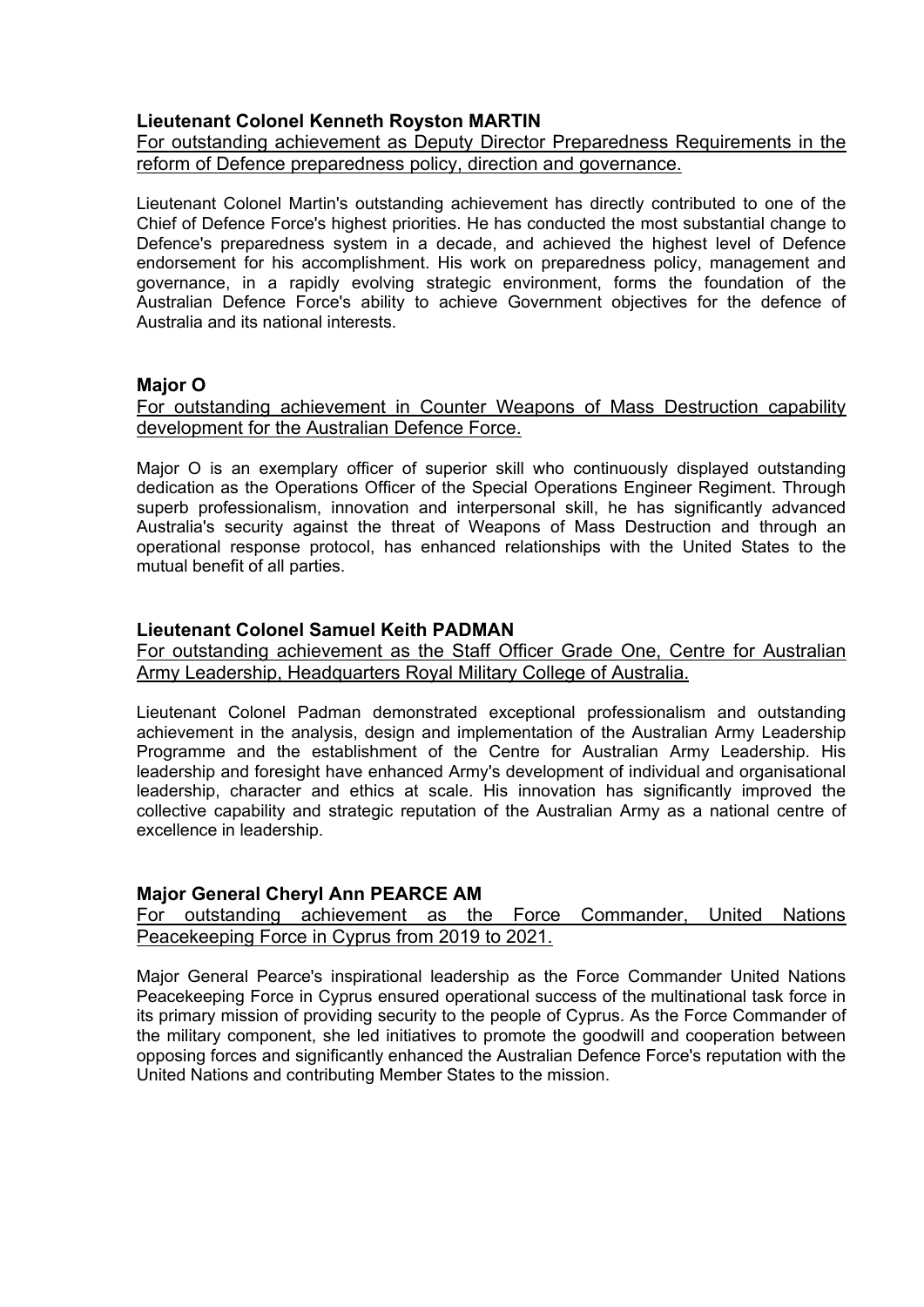**Lieutenant Colonel Kenneth Royston MARTIN**

For outstanding achievement as Deputy Director Preparedness Requirements in the reform of Defence preparedness policy, direction and governance.

Lieutenant Colonel Martin's outstanding achievement has directly contributed to one of the Chief of Defence Force's highest priorities. He has conducted the most substantial change to Defence's preparedness system in a decade, and achieved the highest level of Defence endorsement for his accomplishment. His work on preparedness policy, management and governance, in a rapidly evolving strategic environment, forms the foundation of the Australian Defence Force's ability to achieve Government objectives for the defence of Australia and its national interests.

**Major O**

For outstanding achievement in Counter Weapons of Mass Destruction capability development for the Australian Defence Force.

Major O is an exemplary officer of superior skill who continuously displayed outstanding dedication as the Operations Officer of the Special Operations Engineer Regiment. Through superb professionalism, innovation and interpersonal skill, he has significantly advanced Australia's security against the threat of Weapons of Mass Destruction and through an operational response protocol, has enhanced relationships with the United States to the mutual benefit of all parties.

**Lieutenant Colonel Samuel Keith PADMAN**

For outstanding achievement as the Staff Officer Grade One, Centre for Australian Army Leadership, Headquarters Royal Military College of Australia.

Lieutenant Colonel Padman demonstrated exceptional professionalism and outstanding achievement in the analysis, design and implementation of the Australian Army Leadership Programme and the establishment of the Centre for Australian Army Leadership. His leadership and foresight have enhanced Army's development of individual and organisational leadership, character and ethics at scale. His innovation has significantly improved the collective capability and strategic reputation of the Australian Army as a national centre of excellence in leadership.

**Major General Cheryl Ann PEARCE AM**

For outstanding achievement as the Force Commander, United Nations Peacekeeping Force in Cyprus from 2019 to 2021.

Major General Pearce's inspirational leadership as the Force Commander United Nations Peacekeeping Force in Cyprus ensured operational success of the multinational task force in its primary mission of providing security to the people of Cyprus. As the Force Commander of the military component, she led initiatives to promote the goodwill and cooperation between opposing forces and significantly enhanced the Australian Defence Force's reputation with the United Nations and contributing Member States to the mission.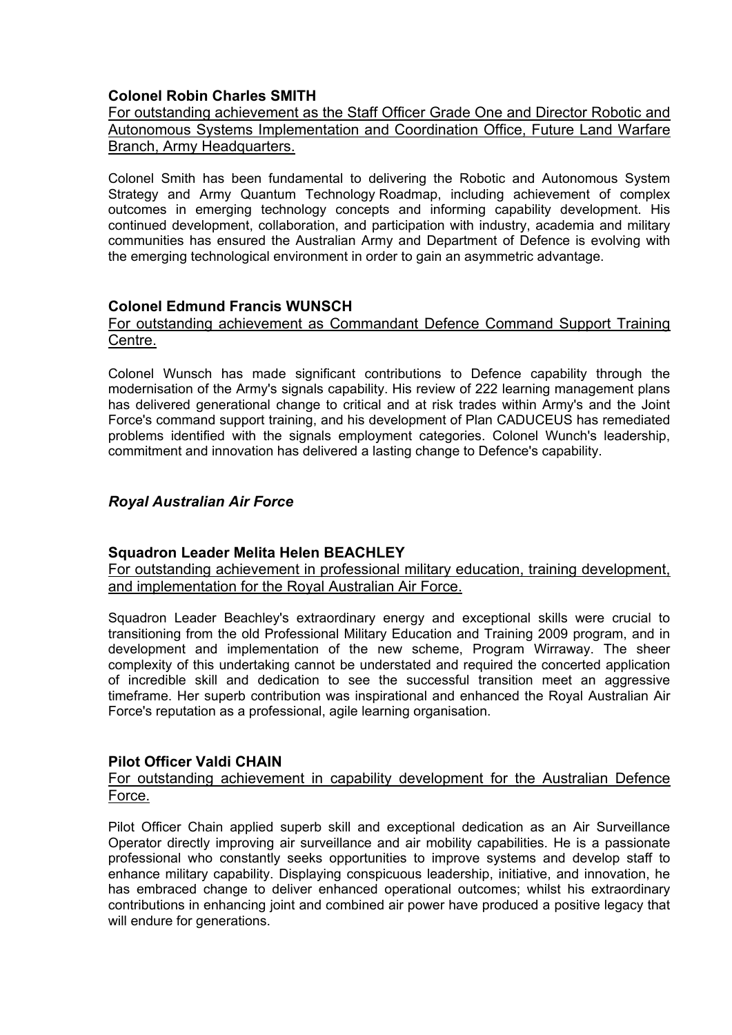**Colonel Robin Charles SMITH**

For outstanding achievement as the Staff Officer Grade One and Director Robotic and Autonomous Systems Implementation and Coordination Office, Future Land Warfare Branch, Army Headquarters.

Colonel Smith has been fundamental to delivering the Robotic and Autonomous System Strategy and Army Quantum Technology Roadmap, including achievement of complex outcomes in emerging technology concepts and informing capability development. His continued development, collaboration, and participation with industry, academia and military communities has ensured the Australian Army and Department of Defence is evolving with the emerging technological environment in order to gain an asymmetric advantage.

**Colonel Edmund Francis WUNSCH**

For outstanding achievement as Commandant Defence Command Support Training Centre.

Colonel Wunsch has made significant contributions to Defence capability through the modernisation of the Army's signals capability. His review of 222 learning management plans has delivered generational change to critical and at risk trades within Army's and the Joint Force's command support training, and his development of Plan CADUCEUS has remediated problems identified with the signals employment categories. Colonel Wunch's leadership, commitment and innovation has delivered a lasting change to Defence's capability.

### *Royal Australian Air Force*

**Squadron Leader Melita Helen BEACHLEY**

For outstanding achievement in professional military education, training development, and implementation for the Royal Australian Air Force.

Squadron Leader Beachley's extraordinary energy and exceptional skills were crucial to transitioning from the old Professional Military Education and Training 2009 program, and in development and implementation of the new scheme, Program Wirraway. The sheer complexity of this undertaking cannot be understated and required the concerted application of incredible skill and dedication to see the successful transition meet an aggressive timeframe. Her superb contribution was inspirational and enhanced the Royal Australian Air Force's reputation as a professional, agile learning organisation.

**Pilot Officer Valdi CHAIN**

For outstanding achievement in capability development for the Australian Defence Force.

Pilot Officer Chain applied superb skill and exceptional dedication as an Air Surveillance Operator directly improving air surveillance and air mobility capabilities. He is a passionate professional who constantly seeks opportunities to improve systems and develop staff to enhance military capability. Displaying conspicuous leadership, initiative, and innovation, he has embraced change to deliver enhanced operational outcomes; whilst his extraordinary contributions in enhancing joint and combined air power have produced a positive legacy that will endure for generations.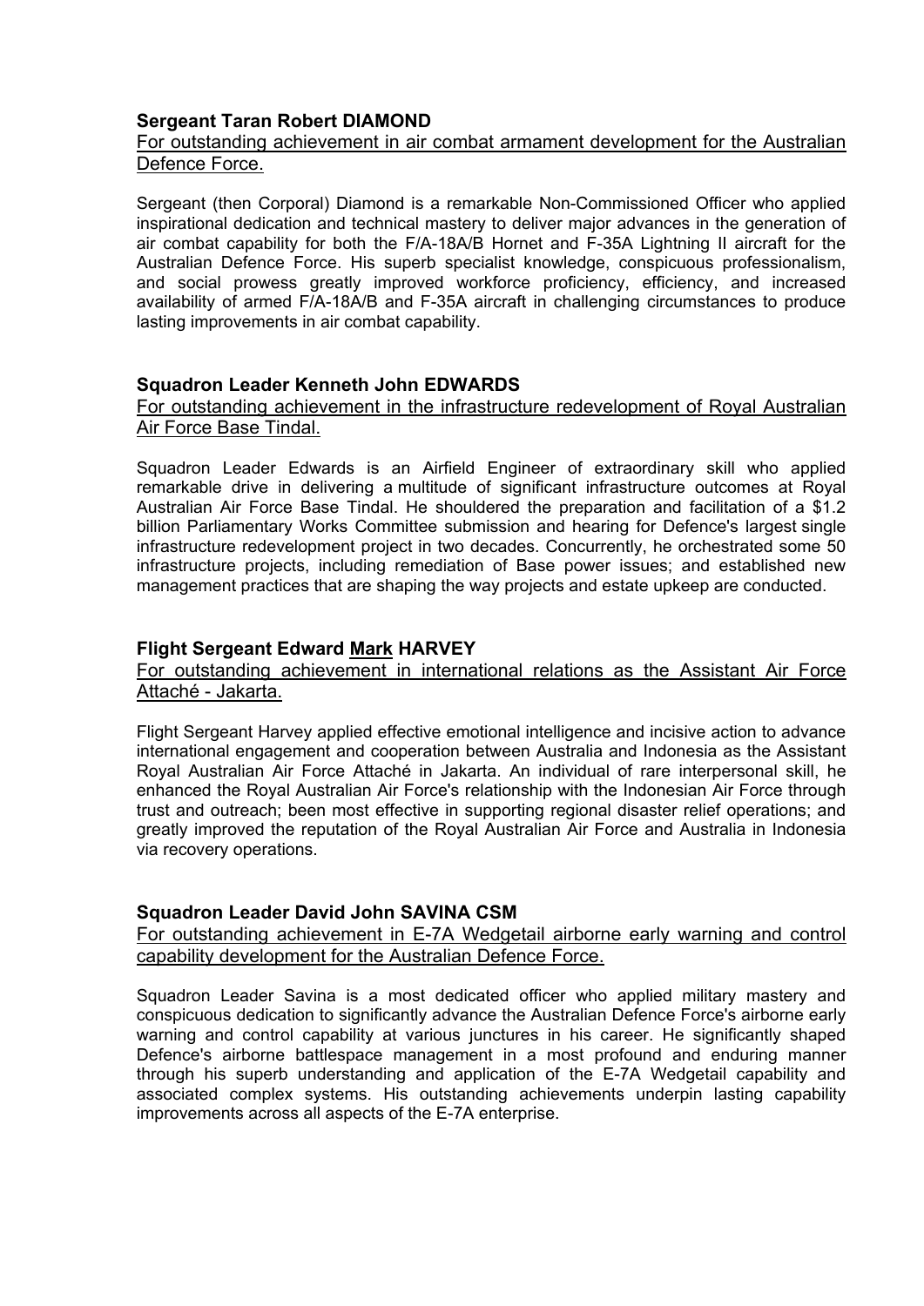**Sergeant Taran Robert DIAMOND**

For outstanding achievement in air combat armament development for the Australian Defence Force.

Sergeant (then Corporal) Diamond is a remarkable Non-Commissioned Officer who applied inspirational dedication and technical mastery to deliver major advances in the generation of air combat capability for both the F/A-18A/B Hornet and F-35A Lightning II aircraft for the Australian Defence Force. His superb specialist knowledge, conspicuous professionalism, and social prowess greatly improved workforce proficiency, efficiency, and increased availability of armed F/A-18A/B and F-35A aircraft in challenging circumstances to produce lasting improvements in air combat capability.

**Squadron Leader Kenneth John EDWARDS**

For outstanding achievement in the infrastructure redevelopment of Royal Australian Air Force Base Tindal.

Squadron Leader Edwards is an Airfield Engineer of extraordinary skill who applied remarkable drive in delivering a multitude of significant infrastructure outcomes at Royal Australian Air Force Base Tindal. He shouldered the preparation and facilitation of a $1.2 billion Parliamentary Works Committee submission and hearing for Defence's largest single infrastructure redevelopment project in two decades. Concurrently, he orchestrated some 50 infrastructure projects, including remediation of Base power issues; and established new management practices that are shaping the way projects and estate upkeep are conducted.

**Flight Sergeant Edward Mark HARVEY**

For outstanding achievement in international relations as the Assistant Air Force Attaché - Jakarta.

Flight Sergeant Harvey applied effective emotional intelligence and incisive action to advance international engagement and cooperation between Australia and Indonesia as the Assistant Royal Australian Air Force Attaché in Jakarta. An individual of rare interpersonal skill, he enhanced the Royal Australian Air Force's relationship with the Indonesian Air Force through trust and outreach; been most effective in supporting regional disaster relief operations; and greatly improved the reputation of the Royal Australian Air Force and Australia in Indonesia via recovery operations.

**Squadron Leader David John SAVINA CSM**

For outstanding achievement in E-7A Wedgetail airborne early warning and control capability development for the Australian Defence Force.

Squadron Leader Savina is a most dedicated officer who applied military mastery and conspicuous dedication to significantly advance the Australian Defence Force's airborne early warning and control capability at various junctures in his career. He significantly shaped Defence's airborne battlespace management in a most profound and enduring manner through his superb understanding and application of the E-7A Wedgetail capability and associated complex systems. His outstanding achievements underpin lasting capability improvements across all aspects of the E-7A enterprise.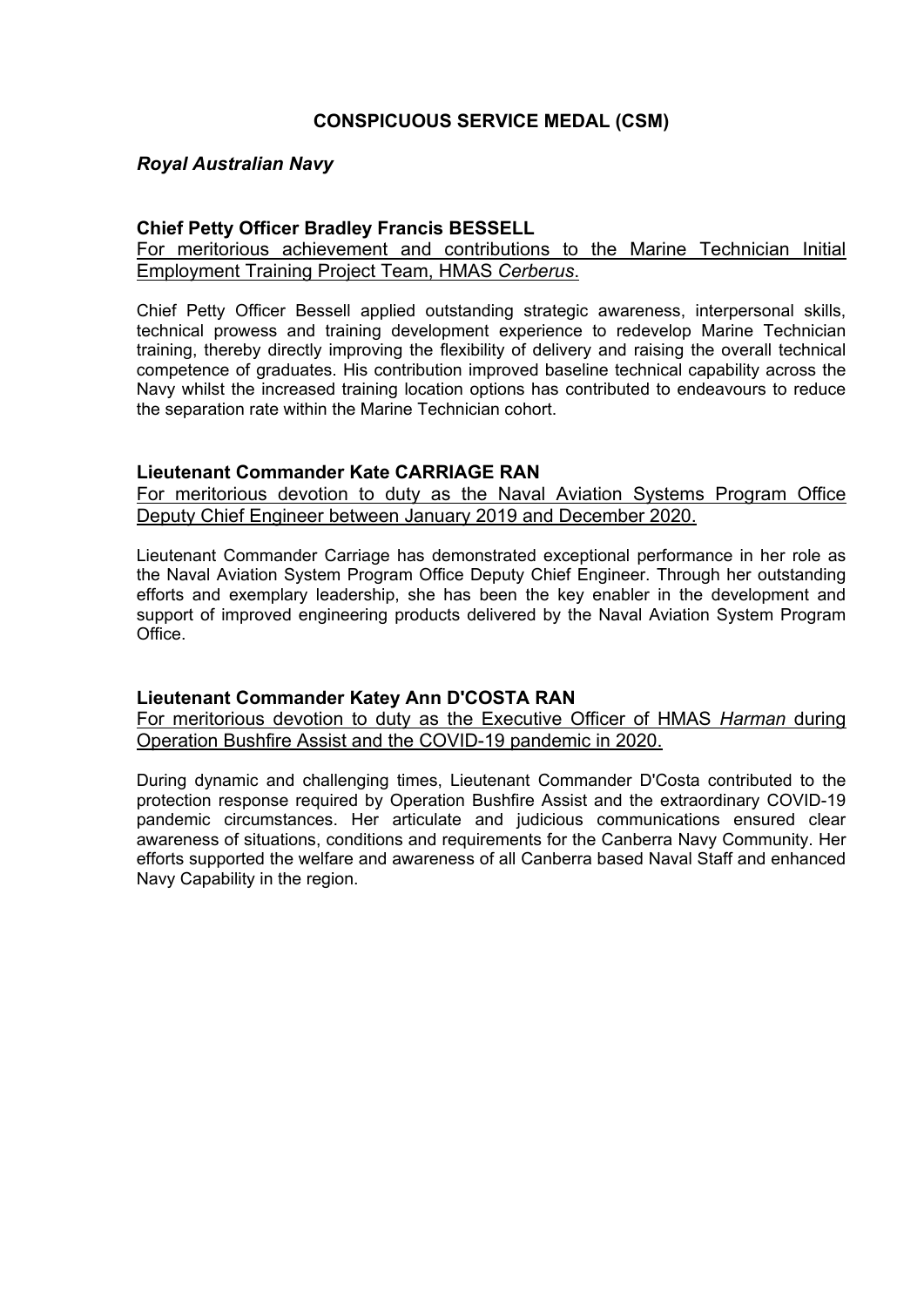## CONSPICUOUS SERVICE MEDAL (CSM)

### *Royal Australian Navy*

**Chief Petty Officer Bradley Francis BESSELL**

For meritorious achievement and contributions to the Marine Technician Initial Employment Training Project Team, HMAS *Cerberus*.

Chief Petty Officer Bessell applied outstanding strategic awareness, interpersonal skills, technical prowess and training development experience to redevelop Marine Technician training, thereby directly improving the flexibility of delivery and raising the overall technical competence of graduates. His contribution improved baseline technical capability across the Navy whilst the increased training location options has contributed to endeavours to reduce the separation rate within the Marine Technician cohort.

**Lieutenant Commander Kate CARRIAGE RAN**

For meritorious devotion to duty as the Naval Aviation Systems Program Office Deputy Chief Engineer between January 2019 and December 2020.

Lieutenant Commander Carriage has demonstrated exceptional performance in her role as the Naval Aviation System Program Office Deputy Chief Engineer. Through her outstanding efforts and exemplary leadership, she has been the key enabler in the development and support of improved engineering products delivered by the Naval Aviation System Program Office.

**Lieutenant Commander Katey Ann D'COSTA RAN**

For meritorious devotion to duty as the Executive Officer of HMAS *Harman* during Operation Bushfire Assist and the COVID-19 pandemic in 2020.

During dynamic and challenging times, Lieutenant Commander D'Costa contributed to the protection response required by Operation Bushfire Assist and the extraordinary COVID-19 pandemic circumstances. Her articulate and judicious communications ensured clear awareness of situations, conditions and requirements for the Canberra Navy Community. Her efforts supported the welfare and awareness of all Canberra based Naval Staff and enhanced Navy Capability in the region.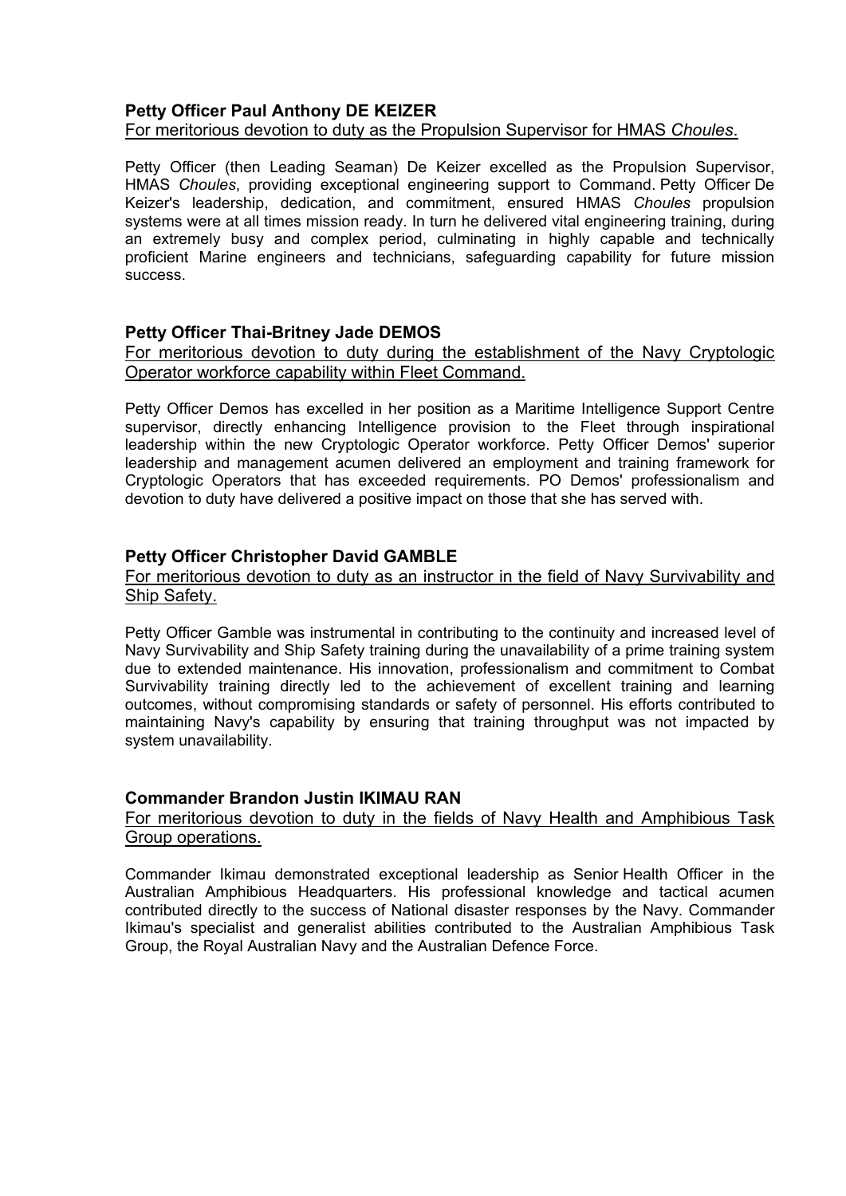**Petty Officer Paul Anthony DE KEIZER**

For meritorious devotion to duty as the Propulsion Supervisor for HMAS *Choules*.

Petty Officer (then Leading Seaman) De Keizer excelled as the Propulsion Supervisor, HMAS *Choules*, providing exceptional engineering support to Command. Petty Officer De Keizer's leadership, dedication, and commitment, ensured HMAS *Choules* propulsion systems were at all times mission ready. In turn he delivered vital engineering training, during an extremely busy and complex period, culminating in highly capable and technically proficient Marine engineers and technicians, safeguarding capability for future mission success.

**Petty Officer Thai-Britney Jade DEMOS**

For meritorious devotion to duty during the establishment of the Navy Cryptologic Operator workforce capability within Fleet Command.

Petty Officer Demos has excelled in her position as a Maritime Intelligence Support Centre supervisor, directly enhancing Intelligence provision to the Fleet through inspirational leadership within the new Cryptologic Operator workforce. Petty Officer Demos' superior leadership and management acumen delivered an employment and training framework for Cryptologic Operators that has exceeded requirements. PO Demos' professionalism and devotion to duty have delivered a positive impact on those that she has served with.

**Petty Officer Christopher David GAMBLE**

For meritorious devotion to duty as an instructor in the field of Navy Survivability and Ship Safety.

Petty Officer Gamble was instrumental in contributing to the continuity and increased level of Navy Survivability and Ship Safety training during the unavailability of a prime training system due to extended maintenance. His innovation, professionalism and commitment to Combat Survivability training directly led to the achievement of excellent training and learning outcomes, without compromising standards or safety of personnel. His efforts contributed to maintaining Navy's capability by ensuring that training throughput was not impacted by system unavailability.

**Commander Brandon Justin IKIMAU RAN**

For meritorious devotion to duty in the fields of Navy Health and Amphibious Task Group operations.

Commander Ikimau demonstrated exceptional leadership as Senior Health Officer in the Australian Amphibious Headquarters. His professional knowledge and tactical acumen contributed directly to the success of National disaster responses by the Navy. Commander Ikimau's specialist and generalist abilities contributed to the Australian Amphibious Task Group, the Royal Australian Navy and the Australian Defence Force.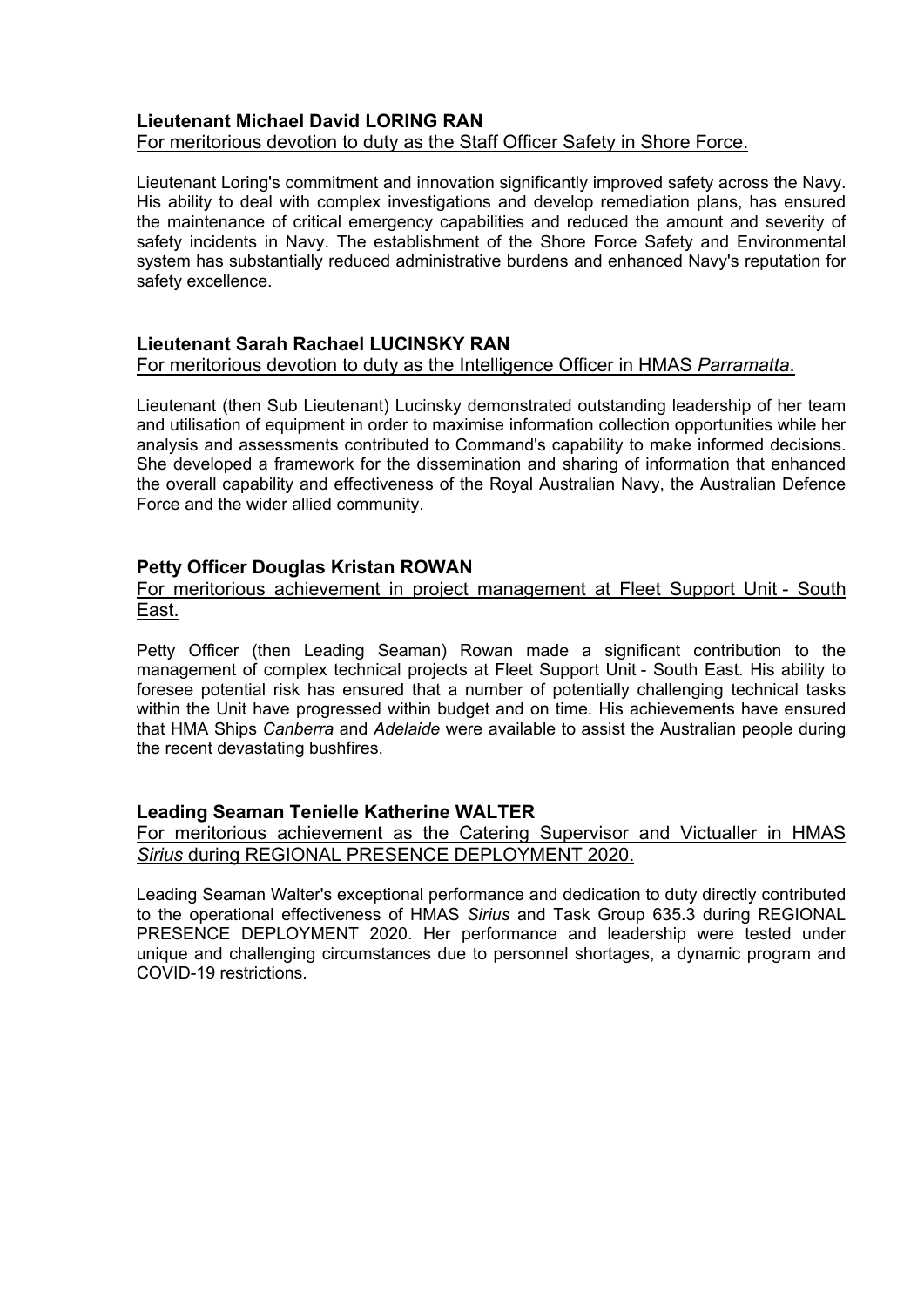**Lieutenant Michael David LORING RAN**
For meritorious devotion to duty as the Staff Officer Safety in Shore Force.

Lieutenant Loring's commitment and innovation significantly improved safety across the Navy. His ability to deal with complex investigations and develop remediation plans, has ensured the maintenance of critical emergency capabilities and reduced the amount and severity of safety incidents in Navy. The establishment of the Shore Force Safety and Environmental system has substantially reduced administrative burdens and enhanced Navy's reputation for safety excellence.

**Lieutenant Sarah Rachael LUCINSKY RAN**
For meritorious devotion to duty as the Intelligence Officer in HMAS *Parramatta*.

Lieutenant (then Sub Lieutenant) Lucinsky demonstrated outstanding leadership of her team and utilisation of equipment in order to maximise information collection opportunities while her analysis and assessments contributed to Command's capability to make informed decisions. She developed a framework for the dissemination and sharing of information that enhanced the overall capability and effectiveness of the Royal Australian Navy, the Australian Defence Force and the wider allied community.

**Petty Officer Douglas Kristan ROWAN**
For meritorious achievement in project management at Fleet Support Unit - South East.

Petty Officer (then Leading Seaman) Rowan made a significant contribution to the management of complex technical projects at Fleet Support Unit - South East. His ability to foresee potential risk has ensured that a number of potentially challenging technical tasks within the Unit have progressed within budget and on time. His achievements have ensured that HMA Ships *Canberra* and *Adelaide* were available to assist the Australian people during the recent devastating bushfires.

**Leading Seaman Tenielle Katherine WALTER**
For meritorious achievement as the Catering Supervisor and Victualler in HMAS *Sirius* during REGIONAL PRESENCE DEPLOYMENT 2020.

Leading Seaman Walter's exceptional performance and dedication to duty directly contributed to the operational effectiveness of HMAS *Sirius* and Task Group 635.3 during REGIONAL PRESENCE DEPLOYMENT 2020. Her performance and leadership were tested under unique and challenging circumstances due to personnel shortages, a dynamic program and COVID-19 restrictions.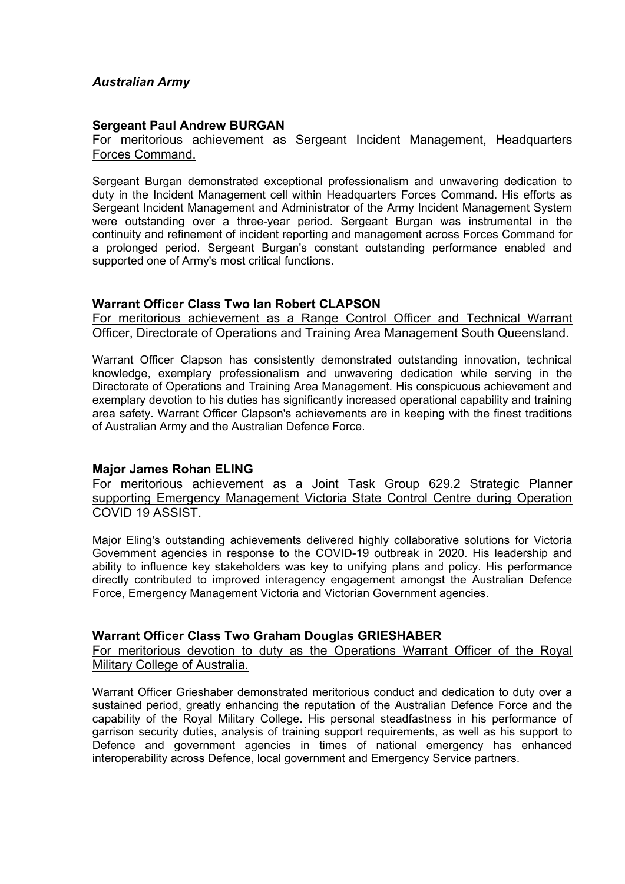## *Australian Army*

### **Sergeant Paul Andrew BURGAN**

For meritorious achievement as Sergeant Incident Management, Headquarters Forces Command.

Sergeant Burgan demonstrated exceptional professionalism and unwavering dedication to duty in the Incident Management cell within Headquarters Forces Command. His efforts as Sergeant Incident Management and Administrator of the Army Incident Management System were outstanding over a three-year period. Sergeant Burgan was instrumental in the continuity and refinement of incident reporting and management across Forces Command for a prolonged period. Sergeant Burgan's constant outstanding performance enabled and supported one of Army's most critical functions.

### **Warrant Officer Class Two Ian Robert CLAPSON**

For meritorious achievement as a Range Control Officer and Technical Warrant Officer, Directorate of Operations and Training Area Management South Queensland.

Warrant Officer Clapson has consistently demonstrated outstanding innovation, technical knowledge, exemplary professionalism and unwavering dedication while serving in the Directorate of Operations and Training Area Management. His conspicuous achievement and exemplary devotion to his duties has significantly increased operational capability and training area safety. Warrant Officer Clapson's achievements are in keeping with the finest traditions of Australian Army and the Australian Defence Force.

### **Major James Rohan ELING**

For meritorious achievement as a Joint Task Group 629.2 Strategic Planner supporting Emergency Management Victoria State Control Centre during Operation COVID 19 ASSIST.

Major Eling's outstanding achievements delivered highly collaborative solutions for Victoria Government agencies in response to the COVID-19 outbreak in 2020. His leadership and ability to influence key stakeholders was key to unifying plans and policy. His performance directly contributed to improved interagency engagement amongst the Australian Defence Force, Emergency Management Victoria and Victorian Government agencies.

### **Warrant Officer Class Two Graham Douglas GRIESHABER**

For meritorious devotion to duty as the Operations Warrant Officer of the Royal Military College of Australia.

Warrant Officer Grieshaber demonstrated meritorious conduct and dedication to duty over a sustained period, greatly enhancing the reputation of the Australian Defence Force and the capability of the Royal Military College. His personal steadfastness in his performance of garrison security duties, analysis of training support requirements, as well as his support to Defence and government agencies in times of national emergency has enhanced interoperability across Defence, local government and Emergency Service partners.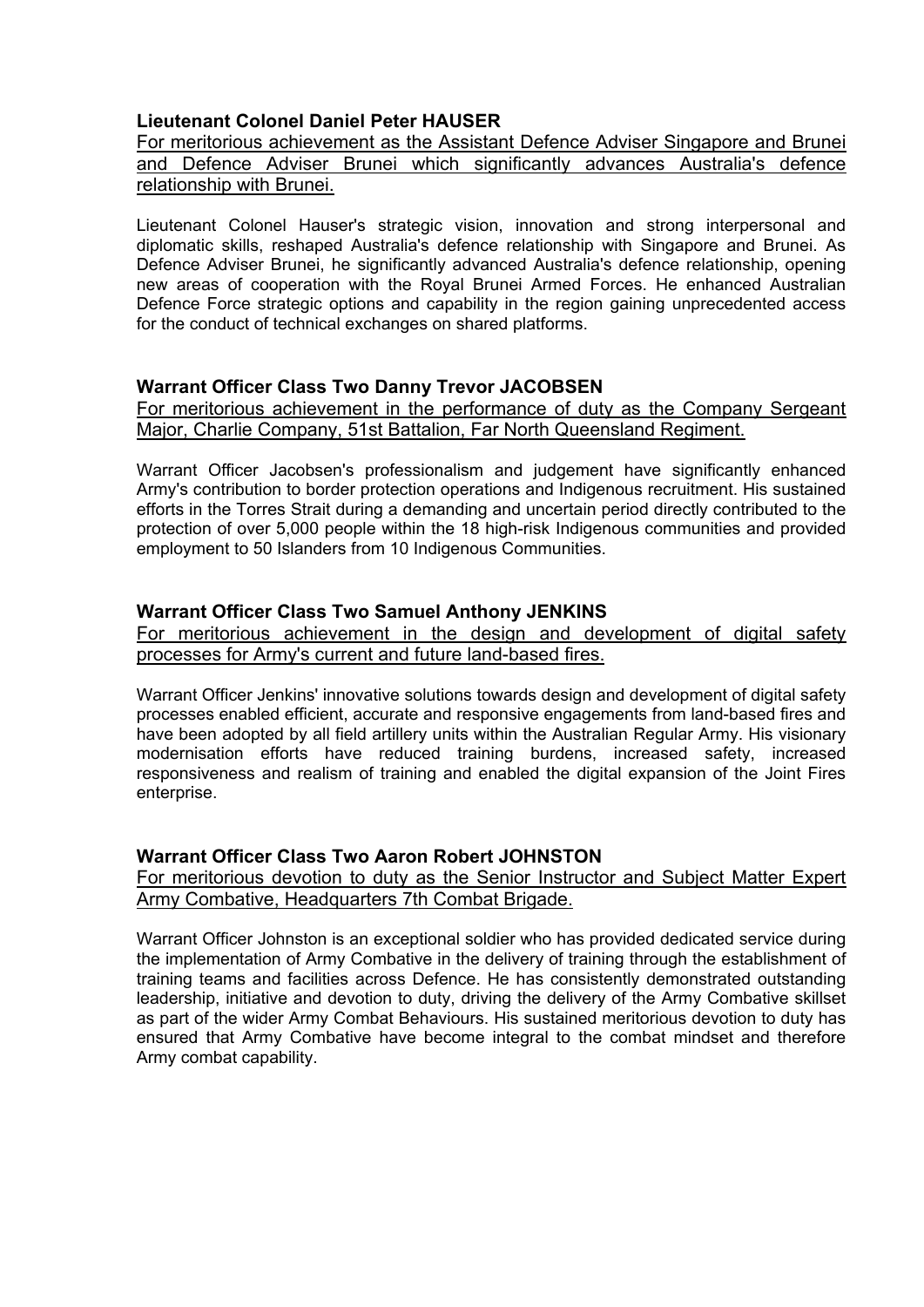**Lieutenant Colonel Daniel Peter HAUSER**

For meritorious achievement as the Assistant Defence Adviser Singapore and Brunei and Defence Adviser Brunei which significantly advances Australia's defence relationship with Brunei.

Lieutenant Colonel Hauser's strategic vision, innovation and strong interpersonal and diplomatic skills, reshaped Australia's defence relationship with Singapore and Brunei. As Defence Adviser Brunei, he significantly advanced Australia's defence relationship, opening new areas of cooperation with the Royal Brunei Armed Forces. He enhanced Australian Defence Force strategic options and capability in the region gaining unprecedented access for the conduct of technical exchanges on shared platforms.

**Warrant Officer Class Two Danny Trevor JACOBSEN**

For meritorious achievement in the performance of duty as the Company Sergeant Major, Charlie Company, 51st Battalion, Far North Queensland Regiment.

Warrant Officer Jacobsen's professionalism and judgement have significantly enhanced Army's contribution to border protection operations and Indigenous recruitment. His sustained efforts in the Torres Strait during a demanding and uncertain period directly contributed to the protection of over 5,000 people within the 18 high-risk Indigenous communities and provided employment to 50 Islanders from 10 Indigenous Communities.

**Warrant Officer Class Two Samuel Anthony JENKINS**

For meritorious achievement in the design and development of digital safety processes for Army's current and future land-based fires.

Warrant Officer Jenkins' innovative solutions towards design and development of digital safety processes enabled efficient, accurate and responsive engagements from land-based fires and have been adopted by all field artillery units within the Australian Regular Army. His visionary modernisation efforts have reduced training burdens, increased safety, increased responsiveness and realism of training and enabled the digital expansion of the Joint Fires enterprise.

**Warrant Officer Class Two Aaron Robert JOHNSTON**

For meritorious devotion to duty as the Senior Instructor and Subject Matter Expert Army Combative, Headquarters 7th Combat Brigade.

Warrant Officer Johnston is an exceptional soldier who has provided dedicated service during the implementation of Army Combative in the delivery of training through the establishment of training teams and facilities across Defence. He has consistently demonstrated outstanding leadership, initiative and devotion to duty, driving the delivery of the Army Combative skillset as part of the wider Army Combat Behaviours. His sustained meritorious devotion to duty has ensured that Army Combative have become integral to the combat mindset and therefore Army combat capability.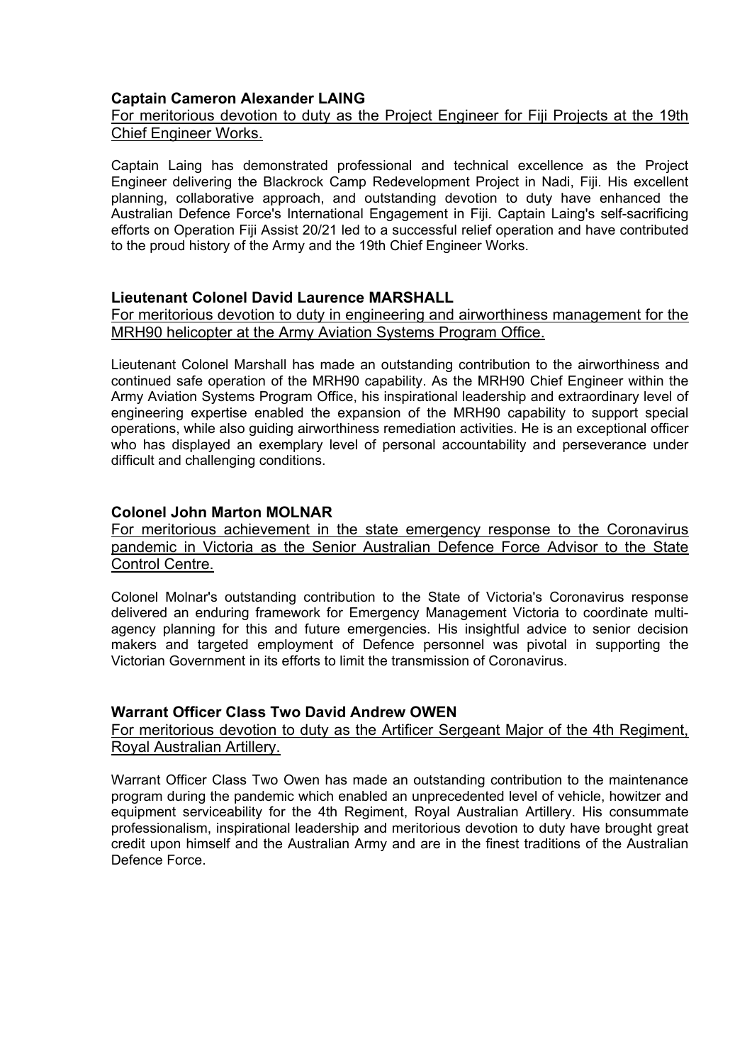**Captain Cameron Alexander LAING**

For meritorious devotion to duty as the Project Engineer for Fiji Projects at the 19th Chief Engineer Works.

Captain Laing has demonstrated professional and technical excellence as the Project Engineer delivering the Blackrock Camp Redevelopment Project in Nadi, Fiji. His excellent planning, collaborative approach, and outstanding devotion to duty have enhanced the Australian Defence Force's International Engagement in Fiji. Captain Laing's self-sacrificing efforts on Operation Fiji Assist 20/21 led to a successful relief operation and have contributed to the proud history of the Army and the 19th Chief Engineer Works.

**Lieutenant Colonel David Laurence MARSHALL**

For meritorious devotion to duty in engineering and airworthiness management for the MRH90 helicopter at the Army Aviation Systems Program Office.

Lieutenant Colonel Marshall has made an outstanding contribution to the airworthiness and continued safe operation of the MRH90 capability. As the MRH90 Chief Engineer within the Army Aviation Systems Program Office, his inspirational leadership and extraordinary level of engineering expertise enabled the expansion of the MRH90 capability to support special operations, while also guiding airworthiness remediation activities. He is an exceptional officer who has displayed an exemplary level of personal accountability and perseverance under difficult and challenging conditions.

**Colonel John Marton MOLNAR**

For meritorious achievement in the state emergency response to the Coronavirus pandemic in Victoria as the Senior Australian Defence Force Advisor to the State Control Centre.

Colonel Molnar's outstanding contribution to the State of Victoria's Coronavirus response delivered an enduring framework for Emergency Management Victoria to coordinate multi-agency planning for this and future emergencies. His insightful advice to senior decision makers and targeted employment of Defence personnel was pivotal in supporting the Victorian Government in its efforts to limit the transmission of Coronavirus.

**Warrant Officer Class Two David Andrew OWEN**

For meritorious devotion to duty as the Artificer Sergeant Major of the 4th Regiment, Royal Australian Artillery.

Warrant Officer Class Two Owen has made an outstanding contribution to the maintenance program during the pandemic which enabled an unprecedented level of vehicle, howitzer and equipment serviceability for the 4th Regiment, Royal Australian Artillery. His consummate professionalism, inspirational leadership and meritorious devotion to duty have brought great credit upon himself and the Australian Army and are in the finest traditions of the Australian Defence Force.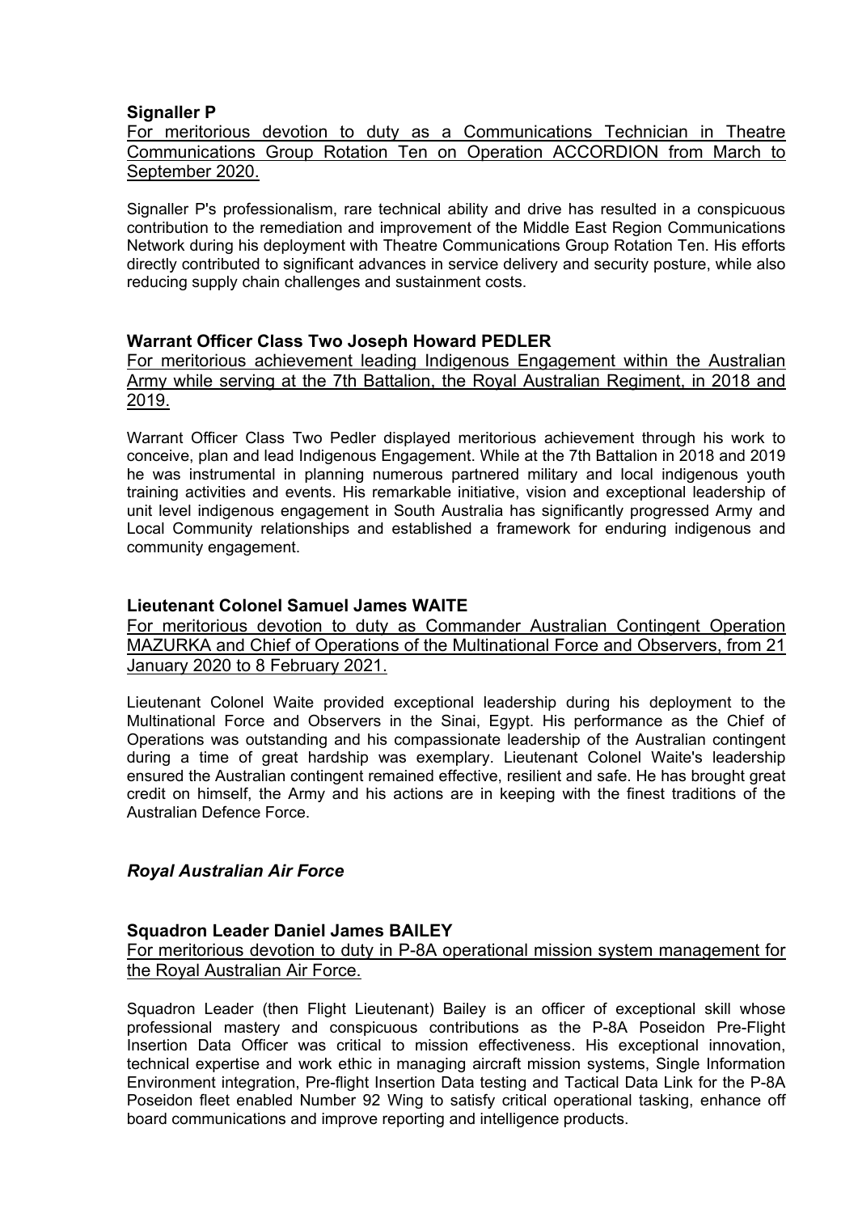**Signaller P**

For meritorious devotion to duty as a Communications Technician in Theatre Communications Group Rotation Ten on Operation ACCORDION from March to September 2020.

Signaller P's professionalism, rare technical ability and drive has resulted in a conspicuous contribution to the remediation and improvement of the Middle East Region Communications Network during his deployment with Theatre Communications Group Rotation Ten. His efforts directly contributed to significant advances in service delivery and security posture, while also reducing supply chain challenges and sustainment costs.

**Warrant Officer Class Two Joseph Howard PEDLER**

For meritorious achievement leading Indigenous Engagement within the Australian Army while serving at the 7th Battalion, the Royal Australian Regiment, in 2018 and 2019.

Warrant Officer Class Two Pedler displayed meritorious achievement through his work to conceive, plan and lead Indigenous Engagement. While at the 7th Battalion in 2018 and 2019 he was instrumental in planning numerous partnered military and local indigenous youth training activities and events. His remarkable initiative, vision and exceptional leadership of unit level indigenous engagement in South Australia has significantly progressed Army and Local Community relationships and established a framework for enduring indigenous and community engagement.

**Lieutenant Colonel Samuel James WAITE**

For meritorious devotion to duty as Commander Australian Contingent Operation MAZURKA and Chief of Operations of the Multinational Force and Observers, from 21 January 2020 to 8 February 2021.

Lieutenant Colonel Waite provided exceptional leadership during his deployment to the Multinational Force and Observers in the Sinai, Egypt. His performance as the Chief of Operations was outstanding and his compassionate leadership of the Australian contingent during a time of great hardship was exemplary. Lieutenant Colonel Waite's leadership ensured the Australian contingent remained effective, resilient and safe. He has brought great credit on himself, the Army and his actions are in keeping with the finest traditions of the Australian Defence Force.

***Royal Australian Air Force***

**Squadron Leader Daniel James BAILEY**

For meritorious devotion to duty in P-8A operational mission system management for the Royal Australian Air Force.

Squadron Leader (then Flight Lieutenant) Bailey is an officer of exceptional skill whose professional mastery and conspicuous contributions as the P-8A Poseidon Pre-Flight Insertion Data Officer was critical to mission effectiveness. His exceptional innovation, technical expertise and work ethic in managing aircraft mission systems, Single Information Environment integration, Pre-flight Insertion Data testing and Tactical Data Link for the P-8A Poseidon fleet enabled Number 92 Wing to satisfy critical operational tasking, enhance off board communications and improve reporting and intelligence products.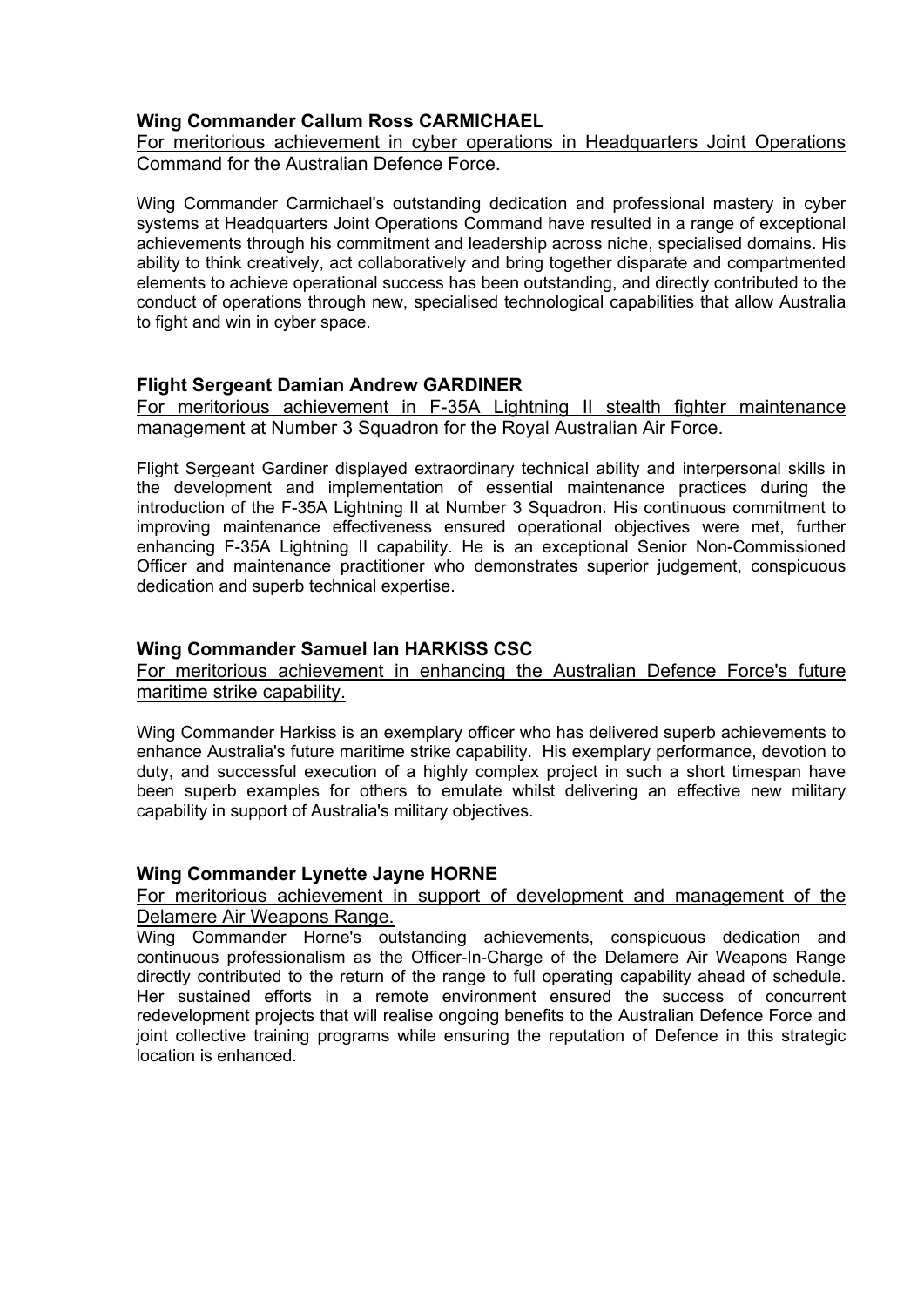**Wing Commander Callum Ross CARMICHAEL**

For meritorious achievement in cyber operations in Headquarters Joint Operations Command for the Australian Defence Force.

Wing Commander Carmichael's outstanding dedication and professional mastery in cyber systems at Headquarters Joint Operations Command have resulted in a range of exceptional achievements through his commitment and leadership across niche, specialised domains. His ability to think creatively, act collaboratively and bring together disparate and compartmented elements to achieve operational success has been outstanding, and directly contributed to the conduct of operations through new, specialised technological capabilities that allow Australia to fight and win in cyber space.

**Flight Sergeant Damian Andrew GARDINER**

For meritorious achievement in F-35A Lightning II stealth fighter maintenance management at Number 3 Squadron for the Royal Australian Air Force.

Flight Sergeant Gardiner displayed extraordinary technical ability and interpersonal skills in the development and implementation of essential maintenance practices during the introduction of the F-35A Lightning II at Number 3 Squadron. His continuous commitment to improving maintenance effectiveness ensured operational objectives were met, further enhancing F-35A Lightning II capability. He is an exceptional Senior Non-Commissioned Officer and maintenance practitioner who demonstrates superior judgement, conspicuous dedication and superb technical expertise.

**Wing Commander Samuel Ian HARKISS CSC**

For meritorious achievement in enhancing the Australian Defence Force's future maritime strike capability.

Wing Commander Harkiss is an exemplary officer who has delivered superb achievements to enhance Australia's future maritime strike capability. His exemplary performance, devotion to duty, and successful execution of a highly complex project in such a short timespan have been superb examples for others to emulate whilst delivering an effective new military capability in support of Australia's military objectives.

**Wing Commander Lynette Jayne HORNE**

For meritorious achievement in support of development and management of the Delamere Air Weapons Range.

Wing Commander Horne's outstanding achievements, conspicuous dedication and continuous professionalism as the Officer-In-Charge of the Delamere Air Weapons Range directly contributed to the return of the range to full operating capability ahead of schedule. Her sustained efforts in a remote environment ensured the success of concurrent redevelopment projects that will realise ongoing benefits to the Australian Defence Force and joint collective training programs while ensuring the reputation of Defence in this strategic location is enhanced.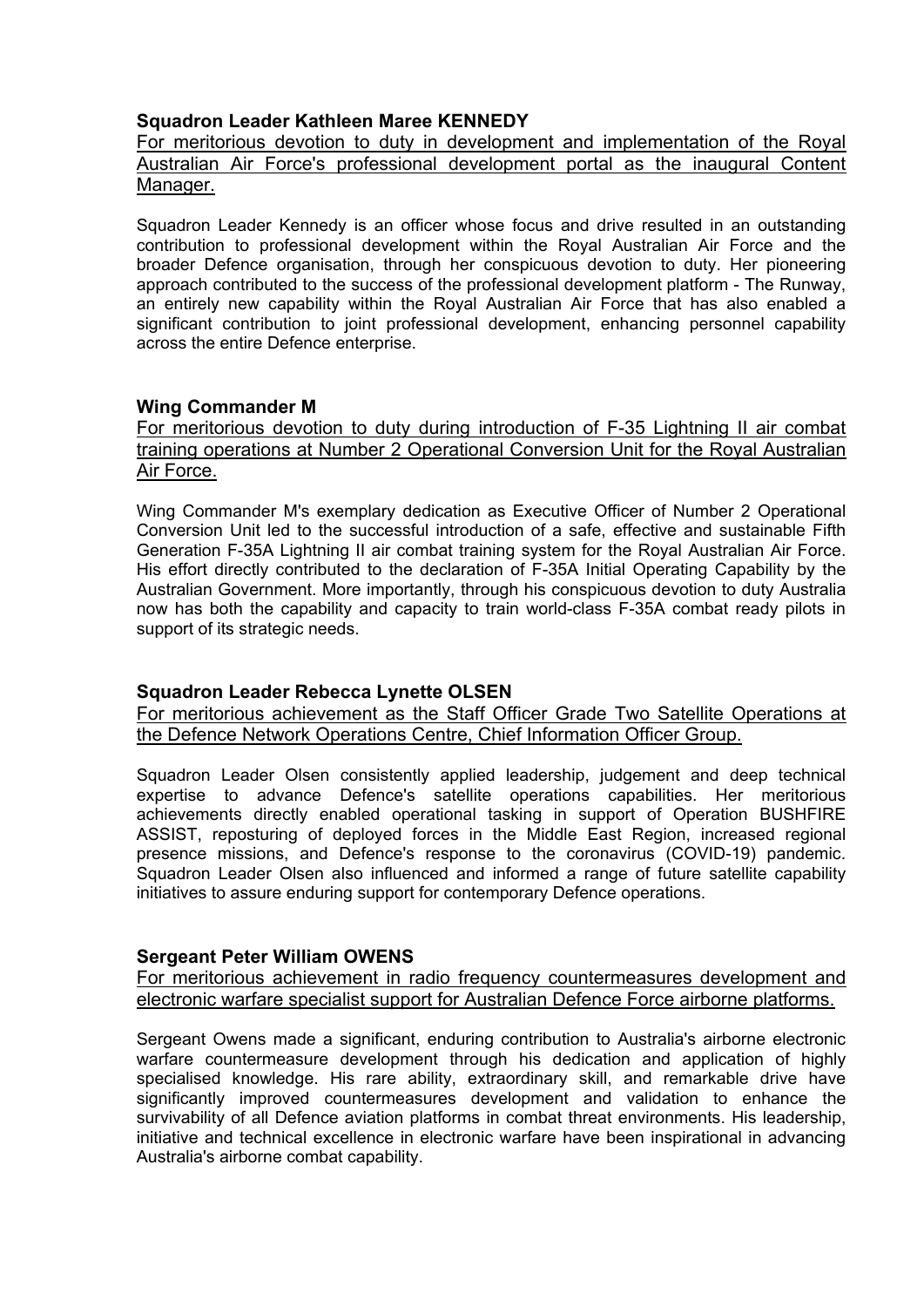**Squadron Leader Kathleen Maree KENNEDY**

For meritorious devotion to duty in development and implementation of the Royal Australian Air Force's professional development portal as the inaugural Content Manager.

Squadron Leader Kennedy is an officer whose focus and drive resulted in an outstanding contribution to professional development within the Royal Australian Air Force and the broader Defence organisation, through her conspicuous devotion to duty. Her pioneering approach contributed to the success of the professional development platform - The Runway, an entirely new capability within the Royal Australian Air Force that has also enabled a significant contribution to joint professional development, enhancing personnel capability across the entire Defence enterprise.

**Wing Commander M**

For meritorious devotion to duty during introduction of F-35 Lightning II air combat training operations at Number 2 Operational Conversion Unit for the Royal Australian Air Force.

Wing Commander M's exemplary dedication as Executive Officer of Number 2 Operational Conversion Unit led to the successful introduction of a safe, effective and sustainable Fifth Generation F-35A Lightning II air combat training system for the Royal Australian Air Force. His effort directly contributed to the declaration of F-35A Initial Operating Capability by the Australian Government. More importantly, through his conspicuous devotion to duty Australia now has both the capability and capacity to train world-class F-35A combat ready pilots in support of its strategic needs.

**Squadron Leader Rebecca Lynette OLSEN**

For meritorious achievement as the Staff Officer Grade Two Satellite Operations at the Defence Network Operations Centre, Chief Information Officer Group.

Squadron Leader Olsen consistently applied leadership, judgement and deep technical expertise to advance Defence's satellite operations capabilities. Her meritorious achievements directly enabled operational tasking in support of Operation BUSHFIRE ASSIST, reposturing of deployed forces in the Middle East Region, increased regional presence missions, and Defence's response to the coronavirus (COVID-19) pandemic. Squadron Leader Olsen also influenced and informed a range of future satellite capability initiatives to assure enduring support for contemporary Defence operations.

**Sergeant Peter William OWENS**

For meritorious achievement in radio frequency countermeasures development and electronic warfare specialist support for Australian Defence Force airborne platforms.

Sergeant Owens made a significant, enduring contribution to Australia's airborne electronic warfare countermeasure development through his dedication and application of highly specialised knowledge. His rare ability, extraordinary skill, and remarkable drive have significantly improved countermeasures development and validation to enhance the survivability of all Defence aviation platforms in combat threat environments. His leadership, initiative and technical excellence in electronic warfare have been inspirational in advancing Australia's airborne combat capability.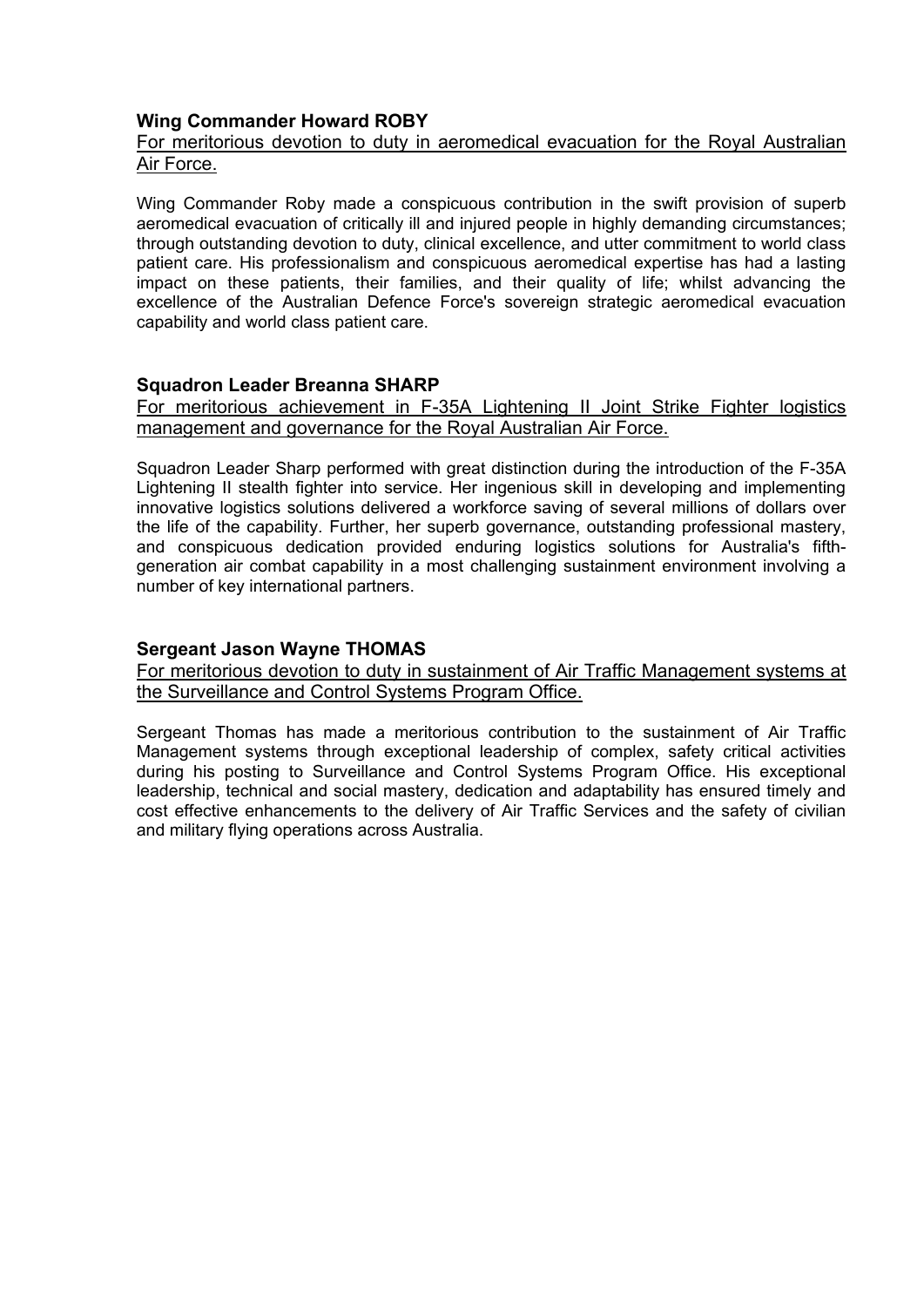**Wing Commander Howard ROBY**

For meritorious devotion to duty in aeromedical evacuation for the Royal Australian Air Force.

Wing Commander Roby made a conspicuous contribution in the swift provision of superb aeromedical evacuation of critically ill and injured people in highly demanding circumstances; through outstanding devotion to duty, clinical excellence, and utter commitment to world class patient care. His professionalism and conspicuous aeromedical expertise has had a lasting impact on these patients, their families, and their quality of life; whilst advancing the excellence of the Australian Defence Force's sovereign strategic aeromedical evacuation capability and world class patient care.

**Squadron Leader Breanna SHARP**

For meritorious achievement in F-35A Lightening II Joint Strike Fighter logistics management and governance for the Royal Australian Air Force.

Squadron Leader Sharp performed with great distinction during the introduction of the F-35A Lightening II stealth fighter into service. Her ingenious skill in developing and implementing innovative logistics solutions delivered a workforce saving of several millions of dollars over the life of the capability. Further, her superb governance, outstanding professional mastery, and conspicuous dedication provided enduring logistics solutions for Australia's fifth-generation air combat capability in a most challenging sustainment environment involving a number of key international partners.

**Sergeant Jason Wayne THOMAS**

For meritorious devotion to duty in sustainment of Air Traffic Management systems at the Surveillance and Control Systems Program Office.

Sergeant Thomas has made a meritorious contribution to the sustainment of Air Traffic Management systems through exceptional leadership of complex, safety critical activities during his posting to Surveillance and Control Systems Program Office. His exceptional leadership, technical and social mastery, dedication and adaptability has ensured timely and cost effective enhancements to the delivery of Air Traffic Services and the safety of civilian and military flying operations across Australia.